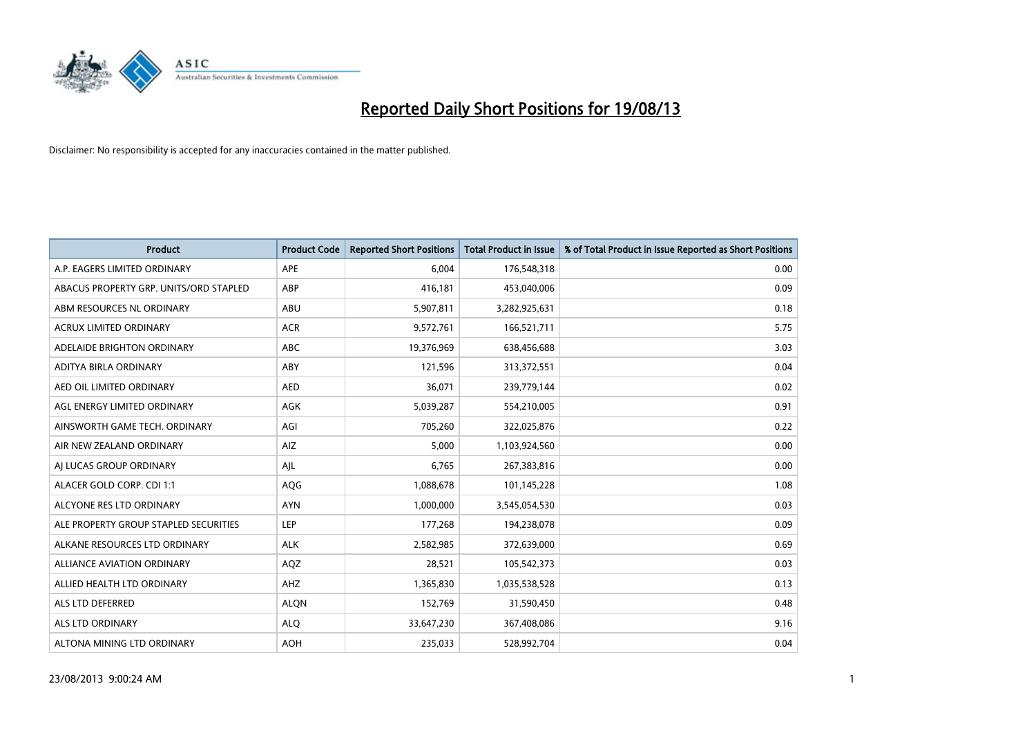# Reported Daily Short Positions for 19/08/13

Disclaimer: No responsibility is accepted for any inaccuracies contained in the matter published.

| Product | Product Code | Reported Short Positions | Total Product in Issue | % of Total Product in Issue Reported as Short Positions |
|---|---|---|---|---|
| A.P. EAGERS LIMITED ORDINARY | APE | 6,004 | 176,548,318 | 0.00 |
| ABACUS PROPERTY GRP. UNITS/ORD STAPLED | ABP | 416,181 | 453,040,006 | 0.09 |
| ABM RESOURCES NL ORDINARY | ABU | 5,907,811 | 3,282,925,631 | 0.18 |
| ACRUX LIMITED ORDINARY | ACR | 9,572,761 | 166,521,711 | 5.75 |
| ADELAIDE BRIGHTON ORDINARY | ABC | 19,376,969 | 638,456,688 | 3.03 |
| ADITYA BIRLA ORDINARY | ABY | 121,596 | 313,372,551 | 0.04 |
| AED OIL LIMITED ORDINARY | AED | 36,071 | 239,779,144 | 0.02 |
| AGL ENERGY LIMITED ORDINARY | AGK | 5,039,287 | 554,210,005 | 0.91 |
| AINSWORTH GAME TECH. ORDINARY | AGI | 705,260 | 322,025,876 | 0.22 |
| AIR NEW ZEALAND ORDINARY | AIZ | 5,000 | 1,103,924,560 | 0.00 |
| AJ LUCAS GROUP ORDINARY | AJL | 6,765 | 267,383,816 | 0.00 |
| ALACER GOLD CORP. CDI 1:1 | AQG | 1,088,678 | 101,145,228 | 1.08 |
| ALCYONE RES LTD ORDINARY | AYN | 1,000,000 | 3,545,054,530 | 0.03 |
| ALE PROPERTY GROUP STAPLED SECURITIES | LEP | 177,268 | 194,238,078 | 0.09 |
| ALKANE RESOURCES LTD ORDINARY | ALK | 2,582,985 | 372,639,000 | 0.69 |
| ALLIANCE AVIATION ORDINARY | AQZ | 28,521 | 105,542,373 | 0.03 |
| ALLIED HEALTH LTD ORDINARY | AHZ | 1,365,830 | 1,035,538,528 | 0.13 |
| ALS LTD DEFERRED | ALQN | 152,769 | 31,590,450 | 0.48 |
| ALS LTD ORDINARY | ALQ | 33,647,230 | 367,408,086 | 9.16 |
| ALTONA MINING LTD ORDINARY | AOH | 235,033 | 528,992,704 | 0.04 |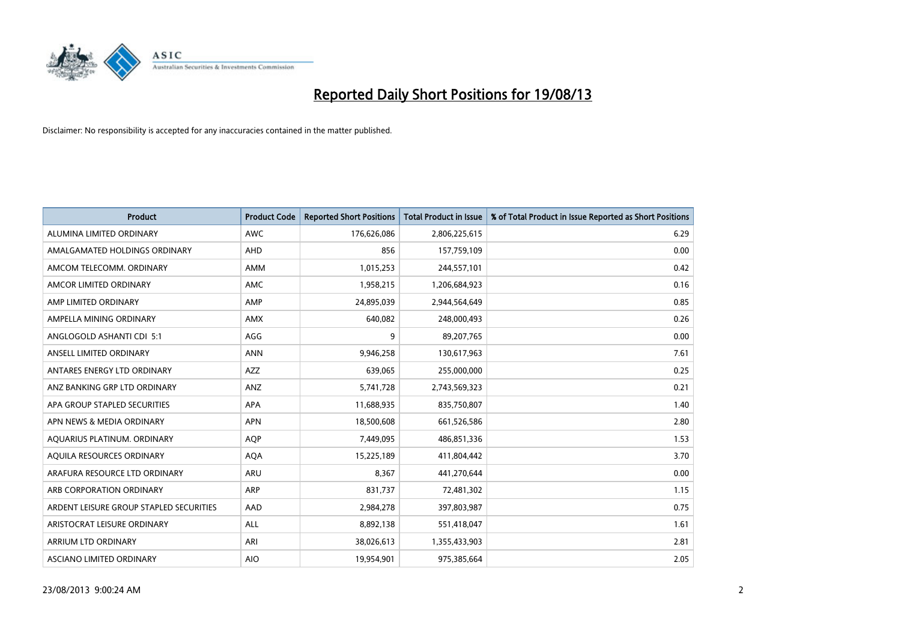# Reported Daily Short Positions for 19/08/13

Disclaimer: No responsibility is accepted for any inaccuracies contained in the matter published.

| Product | Product Code | Reported Short Positions | Total Product in Issue | % of Total Product in Issue Reported as Short Positions |
|---|---|---|---|---|
| ALUMINA LIMITED ORDINARY | AWC | 176,626,086 | 2,806,225,615 | 6.29 |
| AMALGAMATED HOLDINGS ORDINARY | AHD | 856 | 157,759,109 | 0.00 |
| AMCOM TELECOMM. ORDINARY | AMM | 1,015,253 | 244,557,101 | 0.42 |
| AMCOR LIMITED ORDINARY | AMC | 1,958,215 | 1,206,684,923 | 0.16 |
| AMP LIMITED ORDINARY | AMP | 24,895,039 | 2,944,564,649 | 0.85 |
| AMPELLA MINING ORDINARY | AMX | 640,082 | 248,000,493 | 0.26 |
| ANGLOGOLD ASHANTI CDI 5:1 | AGG | 9 | 89,207,765 | 0.00 |
| ANSELL LIMITED ORDINARY | ANN | 9,946,258 | 130,617,963 | 7.61 |
| ANTARES ENERGY LTD ORDINARY | AZZ | 639,065 | 255,000,000 | 0.25 |
| ANZ BANKING GRP LTD ORDINARY | ANZ | 5,741,728 | 2,743,569,323 | 0.21 |
| APA GROUP STAPLED SECURITIES | APA | 11,688,935 | 835,750,807 | 1.40 |
| APN NEWS & MEDIA ORDINARY | APN | 18,500,608 | 661,526,586 | 2.80 |
| AQUARIUS PLATINUM. ORDINARY | AQP | 7,449,095 | 486,851,336 | 1.53 |
| AQUILA RESOURCES ORDINARY | AQA | 15,225,189 | 411,804,442 | 3.70 |
| ARAFURA RESOURCE LTD ORDINARY | ARU | 8,367 | 441,270,644 | 0.00 |
| ARB CORPORATION ORDINARY | ARP | 831,737 | 72,481,302 | 1.15 |
| ARDENT LEISURE GROUP STAPLED SECURITIES | AAD | 2,984,278 | 397,803,987 | 0.75 |
| ARISTOCRAT LEISURE ORDINARY | ALL | 8,892,138 | 551,418,047 | 1.61 |
| ARRIUM LTD ORDINARY | ARI | 38,026,613 | 1,355,433,903 | 2.81 |
| ASCIANO LIMITED ORDINARY | AIO | 19,954,901 | 975,385,664 | 2.05 |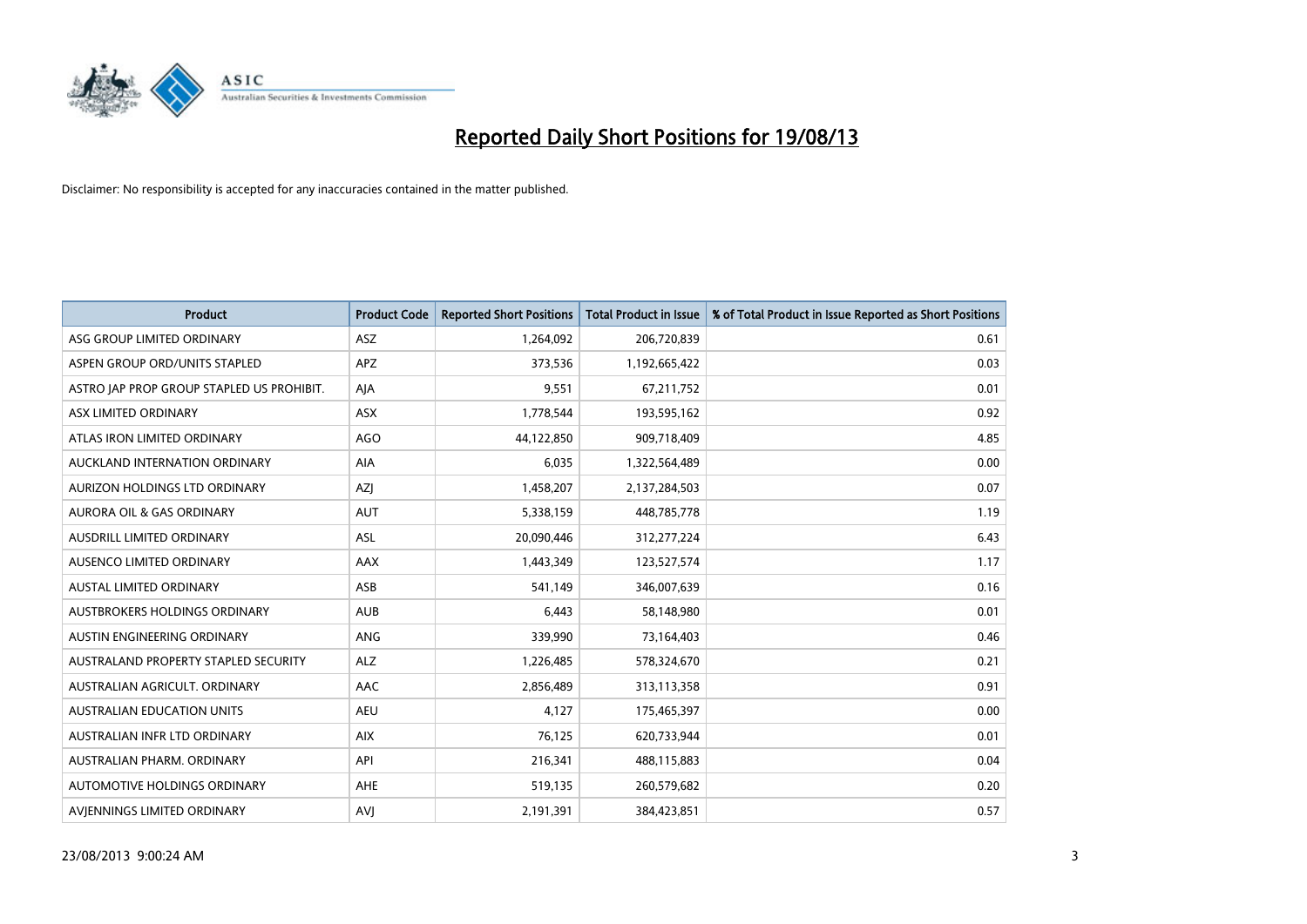# Reported Daily Short Positions for 19/08/13

Disclaimer: No responsibility is accepted for any inaccuracies contained in the matter published.

| Product | Product Code | Reported Short Positions | Total Product in Issue | % of Total Product in Issue Reported as Short Positions |
|---|---|---|---|---|
| ASG GROUP LIMITED ORDINARY | ASZ | 1,264,092 | 206,720,839 | 0.61 |
| ASPEN GROUP ORD/UNITS STAPLED | APZ | 373,536 | 1,192,665,422 | 0.03 |
| ASTRO JAP PROP GROUP STAPLED US PROHIBIT. | AJA | 9,551 | 67,211,752 | 0.01 |
| ASX LIMITED ORDINARY | ASX | 1,778,544 | 193,595,162 | 0.92 |
| ATLAS IRON LIMITED ORDINARY | AGO | 44,122,850 | 909,718,409 | 4.85 |
| AUCKLAND INTERNATION ORDINARY | AIA | 6,035 | 1,322,564,489 | 0.00 |
| AURIZON HOLDINGS LTD ORDINARY | AZJ | 1,458,207 | 2,137,284,503 | 0.07 |
| AURORA OIL & GAS ORDINARY | AUT | 5,338,159 | 448,785,778 | 1.19 |
| AUSDRILL LIMITED ORDINARY | ASL | 20,090,446 | 312,277,224 | 6.43 |
| AUSENCO LIMITED ORDINARY | AAX | 1,443,349 | 123,527,574 | 1.17 |
| AUSTAL LIMITED ORDINARY | ASB | 541,149 | 346,007,639 | 0.16 |
| AUSTBROKERS HOLDINGS ORDINARY | AUB | 6,443 | 58,148,980 | 0.01 |
| AUSTIN ENGINEERING ORDINARY | ANG | 339,990 | 73,164,403 | 0.46 |
| AUSTRALAND PROPERTY STAPLED SECURITY | ALZ | 1,226,485 | 578,324,670 | 0.21 |
| AUSTRALIAN AGRICULT. ORDINARY | AAC | 2,856,489 | 313,113,358 | 0.91 |
| AUSTRALIAN EDUCATION UNITS | AEU | 4,127 | 175,465,397 | 0.00 |
| AUSTRALIAN INFR LTD ORDINARY | AIX | 76,125 | 620,733,944 | 0.01 |
| AUSTRALIAN PHARM. ORDINARY | API | 216,341 | 488,115,883 | 0.04 |
| AUTOMOTIVE HOLDINGS ORDINARY | AHE | 519,135 | 260,579,682 | 0.20 |
| AVJENNINGS LIMITED ORDINARY | AVJ | 2,191,391 | 384,423,851 | 0.57 |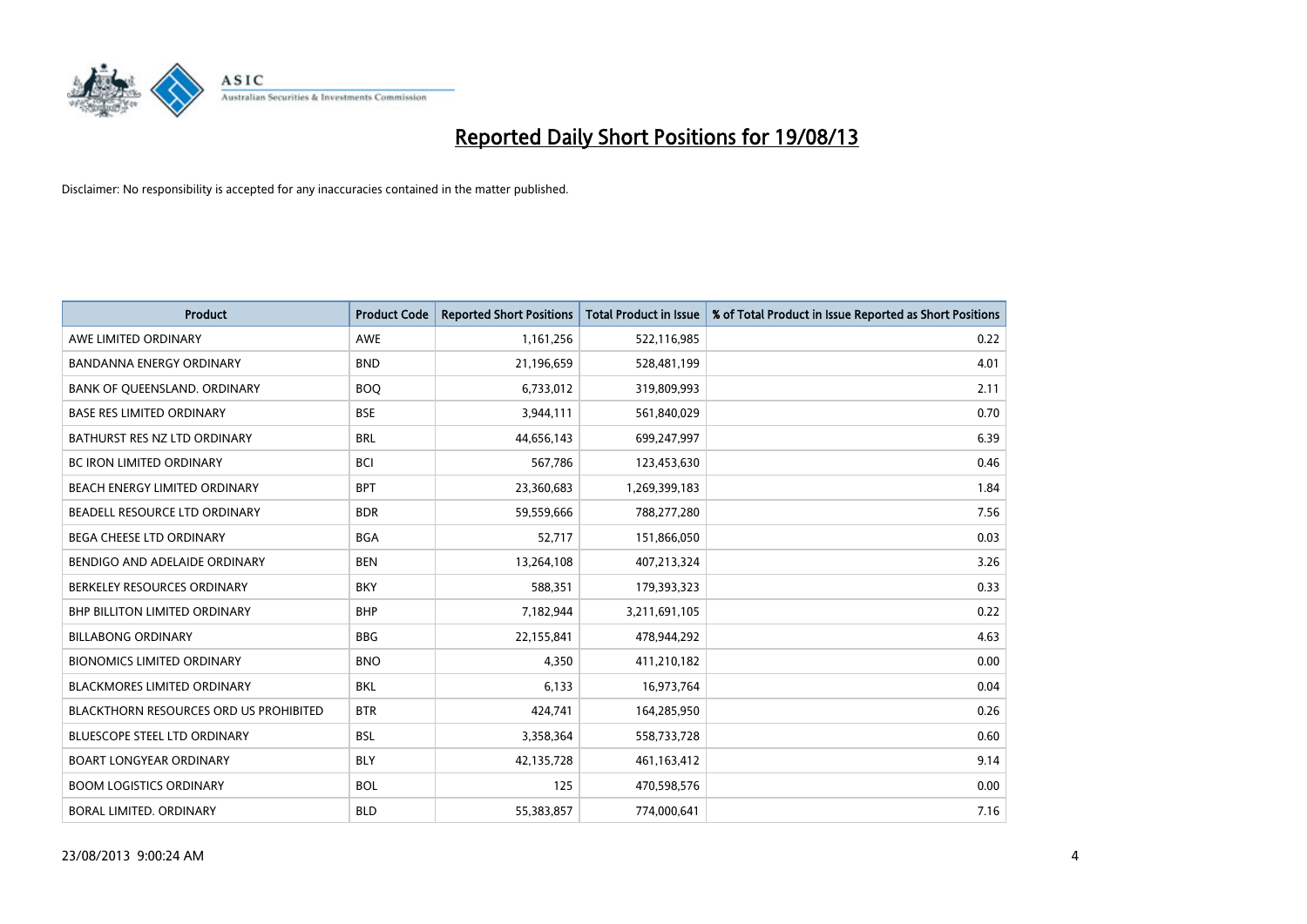# Reported Daily Short Positions for 19/08/13

Disclaimer: No responsibility is accepted for any inaccuracies contained in the matter published.

| Product | Product Code | Reported Short Positions | Total Product in Issue | % of Total Product in Issue Reported as Short Positions |
|---|---|---|---|---|
| AWE LIMITED ORDINARY | AWE | 1,161,256 | 522,116,985 | 0.22 |
| BANDANNA ENERGY ORDINARY | BND | 21,196,659 | 528,481,199 | 4.01 |
| BANK OF QUEENSLAND. ORDINARY | BOQ | 6,733,012 | 319,809,993 | 2.11 |
| BASE RES LIMITED ORDINARY | BSE | 3,944,111 | 561,840,029 | 0.70 |
| BATHURST RES NZ LTD ORDINARY | BRL | 44,656,143 | 699,247,997 | 6.39 |
| BC IRON LIMITED ORDINARY | BCI | 567,786 | 123,453,630 | 0.46 |
| BEACH ENERGY LIMITED ORDINARY | BPT | 23,360,683 | 1,269,399,183 | 1.84 |
| BEADELL RESOURCE LTD ORDINARY | BDR | 59,559,666 | 788,277,280 | 7.56 |
| BEGA CHEESE LTD ORDINARY | BGA | 52,717 | 151,866,050 | 0.03 |
| BENDIGO AND ADELAIDE ORDINARY | BEN | 13,264,108 | 407,213,324 | 3.26 |
| BERKELEY RESOURCES ORDINARY | BKY | 588,351 | 179,393,323 | 0.33 |
| BHP BILLITON LIMITED ORDINARY | BHP | 7,182,944 | 3,211,691,105 | 0.22 |
| BILLABONG ORDINARY | BBG | 22,155,841 | 478,944,292 | 4.63 |
| BIONOMICS LIMITED ORDINARY | BNO | 4,350 | 411,210,182 | 0.00 |
| BLACKMORES LIMITED ORDINARY | BKL | 6,133 | 16,973,764 | 0.04 |
| BLACKTHORN RESOURCES ORD US PROHIBITED | BTR | 424,741 | 164,285,950 | 0.26 |
| BLUESCOPE STEEL LTD ORDINARY | BSL | 3,358,364 | 558,733,728 | 0.60 |
| BOART LONGYEAR ORDINARY | BLY | 42,135,728 | 461,163,412 | 9.14 |
| BOOM LOGISTICS ORDINARY | BOL | 125 | 470,598,576 | 0.00 |
| BORAL LIMITED. ORDINARY | BLD | 55,383,857 | 774,000,641 | 7.16 |

23/08/2013 9:00:24 AM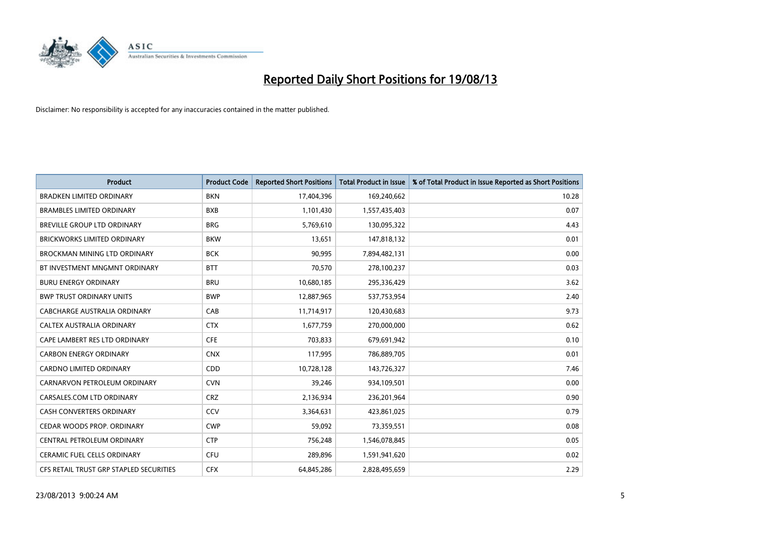# Reported Daily Short Positions for 19/08/13

Disclaimer: No responsibility is accepted for any inaccuracies contained in the matter published.

| Product | Product Code | Reported Short Positions | Total Product in Issue | % of Total Product in Issue Reported as Short Positions |
|---|---|---|---|---|
| BRADKEN LIMITED ORDINARY | BKN | 17,404,396 | 169,240,662 | 10.28 |
| BRAMBLES LIMITED ORDINARY | BXB | 1,101,430 | 1,557,435,403 | 0.07 |
| BREVILLE GROUP LTD ORDINARY | BRG | 5,769,610 | 130,095,322 | 4.43 |
| BRICKWORKS LIMITED ORDINARY | BKW | 13,651 | 147,818,132 | 0.01 |
| BROCKMAN MINING LTD ORDINARY | BCK | 90,995 | 7,894,482,131 | 0.00 |
| BT INVESTMENT MNGMNT ORDINARY | BTT | 70,570 | 278,100,237 | 0.03 |
| BURU ENERGY ORDINARY | BRU | 10,680,185 | 295,336,429 | 3.62 |
| BWP TRUST ORDINARY UNITS | BWP | 12,887,965 | 537,753,954 | 2.40 |
| CABCHARGE AUSTRALIA ORDINARY | CAB | 11,714,917 | 120,430,683 | 9.73 |
| CALTEX AUSTRALIA ORDINARY | CTX | 1,677,759 | 270,000,000 | 0.62 |
| CAPE LAMBERT RES LTD ORDINARY | CFE | 703,833 | 679,691,942 | 0.10 |
| CARBON ENERGY ORDINARY | CNX | 117,995 | 786,889,705 | 0.01 |
| CARDNO LIMITED ORDINARY | CDD | 10,728,128 | 143,726,327 | 7.46 |
| CARNARVON PETROLEUM ORDINARY | CVN | 39,246 | 934,109,501 | 0.00 |
| CARSALES.COM LTD ORDINARY | CRZ | 2,136,934 | 236,201,964 | 0.90 |
| CASH CONVERTERS ORDINARY | CCV | 3,364,631 | 423,861,025 | 0.79 |
| CEDAR WOODS PROP. ORDINARY | CWP | 59,092 | 73,359,551 | 0.08 |
| CENTRAL PETROLEUM ORDINARY | CTP | 756,248 | 1,546,078,845 | 0.05 |
| CERAMIC FUEL CELLS ORDINARY | CFU | 289,896 | 1,591,941,620 | 0.02 |
| CFS RETAIL TRUST GRP STAPLED SECURITIES | CFX | 64,845,286 | 2,828,495,659 | 2.29 |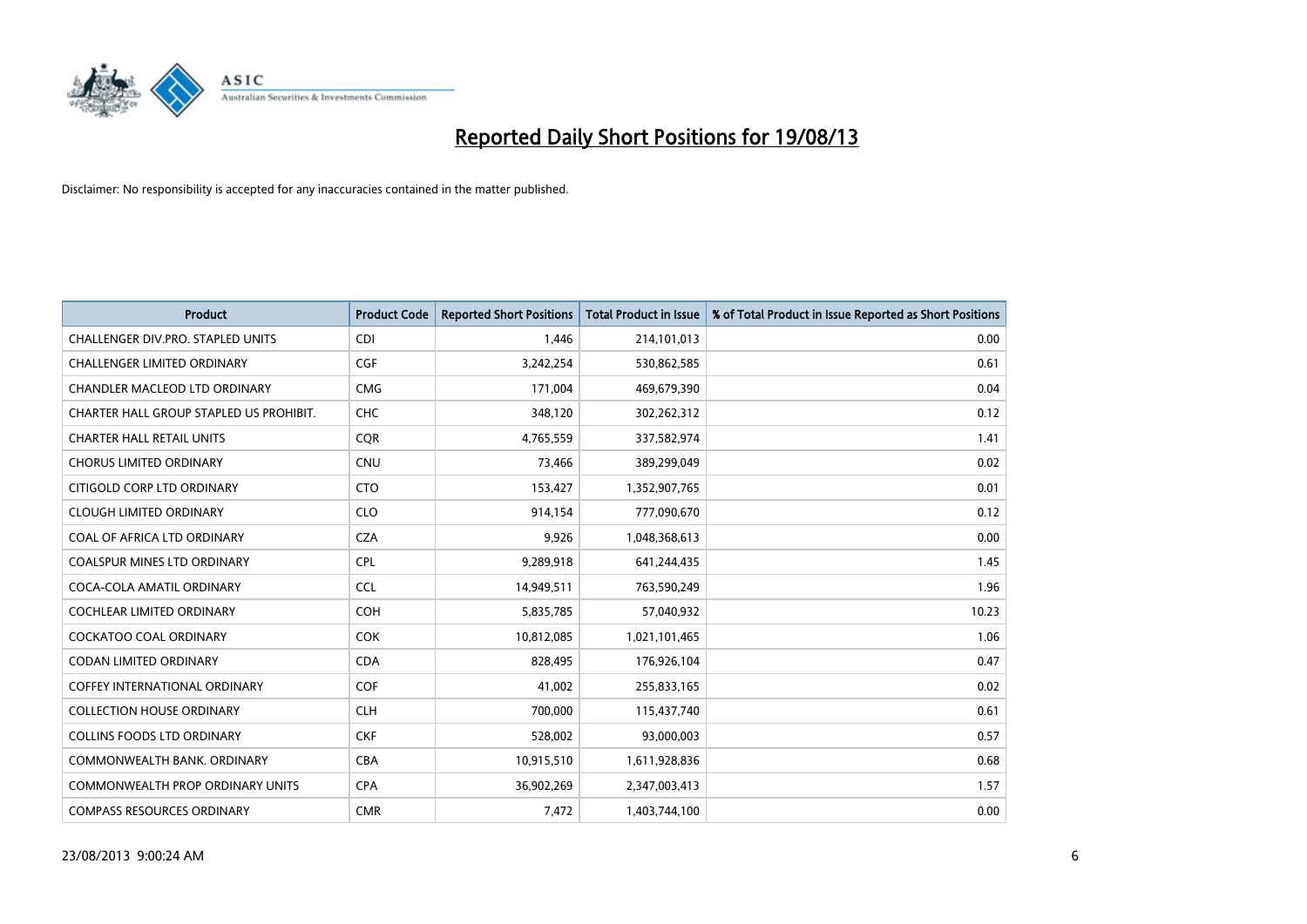# Reported Daily Short Positions for 19/08/13

Disclaimer: No responsibility is accepted for any inaccuracies contained in the matter published.

| Product | Product Code | Reported Short Positions | Total Product in Issue | % of Total Product in Issue Reported as Short Positions |
|---|---|---|---|---|
| CHALLENGER DIV.PRO. STAPLED UNITS | CDI | 1,446 | 214,101,013 | 0.00 |
| CHALLENGER LIMITED ORDINARY | CGF | 3,242,254 | 530,862,585 | 0.61 |
| CHANDLER MACLEOD LTD ORDINARY | CMG | 171,004 | 469,679,390 | 0.04 |
| CHARTER HALL GROUP STAPLED US PROHIBIT. | CHC | 348,120 | 302,262,312 | 0.12 |
| CHARTER HALL RETAIL UNITS | CQR | 4,765,559 | 337,582,974 | 1.41 |
| CHORUS LIMITED ORDINARY | CNU | 73,466 | 389,299,049 | 0.02 |
| CITIGOLD CORP LTD ORDINARY | CTO | 153,427 | 1,352,907,765 | 0.01 |
| CLOUGH LIMITED ORDINARY | CLO | 914,154 | 777,090,670 | 0.12 |
| COAL OF AFRICA LTD ORDINARY | CZA | 9,926 | 1,048,368,613 | 0.00 |
| COALSPUR MINES LTD ORDINARY | CPL | 9,289,918 | 641,244,435 | 1.45 |
| COCA-COLA AMATIL ORDINARY | CCL | 14,949,511 | 763,590,249 | 1.96 |
| COCHLEAR LIMITED ORDINARY | COH | 5,835,785 | 57,040,932 | 10.23 |
| COCKATOO COAL ORDINARY | COK | 10,812,085 | 1,021,101,465 | 1.06 |
| CODAN LIMITED ORDINARY | CDA | 828,495 | 176,926,104 | 0.47 |
| COFFEY INTERNATIONAL ORDINARY | COF | 41,002 | 255,833,165 | 0.02 |
| COLLECTION HOUSE ORDINARY | CLH | 700,000 | 115,437,740 | 0.61 |
| COLLINS FOODS LTD ORDINARY | CKF | 528,002 | 93,000,003 | 0.57 |
| COMMONWEALTH BANK. ORDINARY | CBA | 10,915,510 | 1,611,928,836 | 0.68 |
| COMMONWEALTH PROP ORDINARY UNITS | CPA | 36,902,269 | 2,347,003,413 | 1.57 |
| COMPASS RESOURCES ORDINARY | CMR | 7,472 | 1,403,744,100 | 0.00 |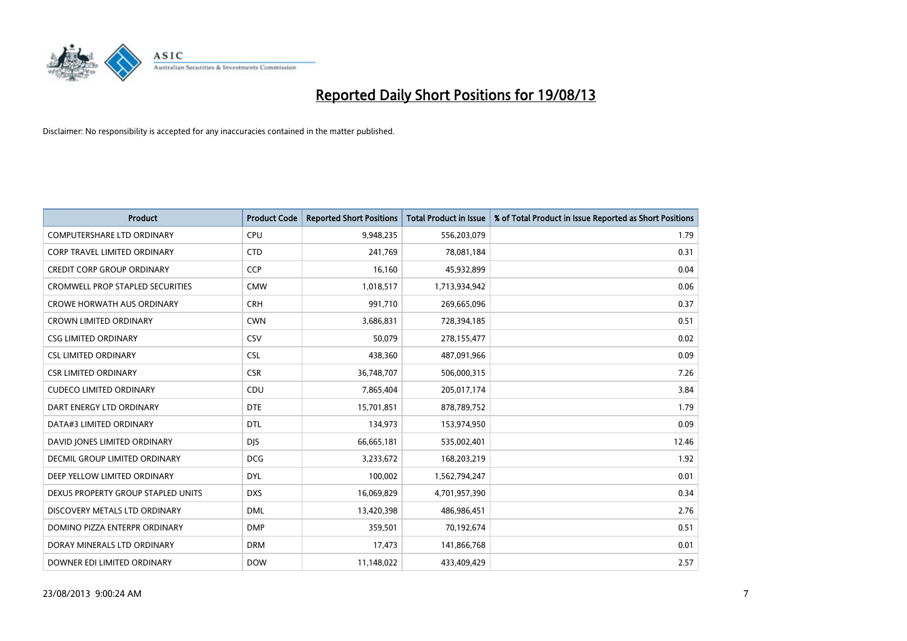# Reported Daily Short Positions for 19/08/13

Disclaimer: No responsibility is accepted for any inaccuracies contained in the matter published.

| Product | Product Code | Reported Short Positions | Total Product in Issue | % of Total Product in Issue Reported as Short Positions |
|---|---|---|---|---|
| COMPUTERSHARE LTD ORDINARY | CPU | 9,948,235 | 556,203,079 | 1.79 |
| CORP TRAVEL LIMITED ORDINARY | CTD | 241,769 | 78,081,184 | 0.31 |
| CREDIT CORP GROUP ORDINARY | CCP | 16,160 | 45,932,899 | 0.04 |
| CROMWELL PROP STAPLED SECURITIES | CMW | 1,018,517 | 1,713,934,942 | 0.06 |
| CROWE HORWATH AUS ORDINARY | CRH | 991,710 | 269,665,096 | 0.37 |
| CROWN LIMITED ORDINARY | CWN | 3,686,831 | 728,394,185 | 0.51 |
| CSG LIMITED ORDINARY | CSV | 50,079 | 278,155,477 | 0.02 |
| CSL LIMITED ORDINARY | CSL | 438,360 | 487,091,966 | 0.09 |
| CSR LIMITED ORDINARY | CSR | 36,748,707 | 506,000,315 | 7.26 |
| CUDECO LIMITED ORDINARY | CDU | 7,865,404 | 205,017,174 | 3.84 |
| DART ENERGY LTD ORDINARY | DTE | 15,701,851 | 878,789,752 | 1.79 |
| DATA#3 LIMITED ORDINARY | DTL | 134,973 | 153,974,950 | 0.09 |
| DAVID JONES LIMITED ORDINARY | DJS | 66,665,181 | 535,002,401 | 12.46 |
| DECMIL GROUP LIMITED ORDINARY | DCG | 3,233,672 | 168,203,219 | 1.92 |
| DEEP YELLOW LIMITED ORDINARY | DYL | 100,002 | 1,562,794,247 | 0.01 |
| DEXUS PROPERTY GROUP STAPLED UNITS | DXS | 16,069,829 | 4,701,957,390 | 0.34 |
| DISCOVERY METALS LTD ORDINARY | DML | 13,420,398 | 486,986,451 | 2.76 |
| DOMINO PIZZA ENTERPR ORDINARY | DMP | 359,501 | 70,192,674 | 0.51 |
| DORAY MINERALS LTD ORDINARY | DRM | 17,473 | 141,866,768 | 0.01 |
| DOWNER EDI LIMITED ORDINARY | DOW | 11,148,022 | 433,409,429 | 2.57 |

23/08/2013 9:00:24 AM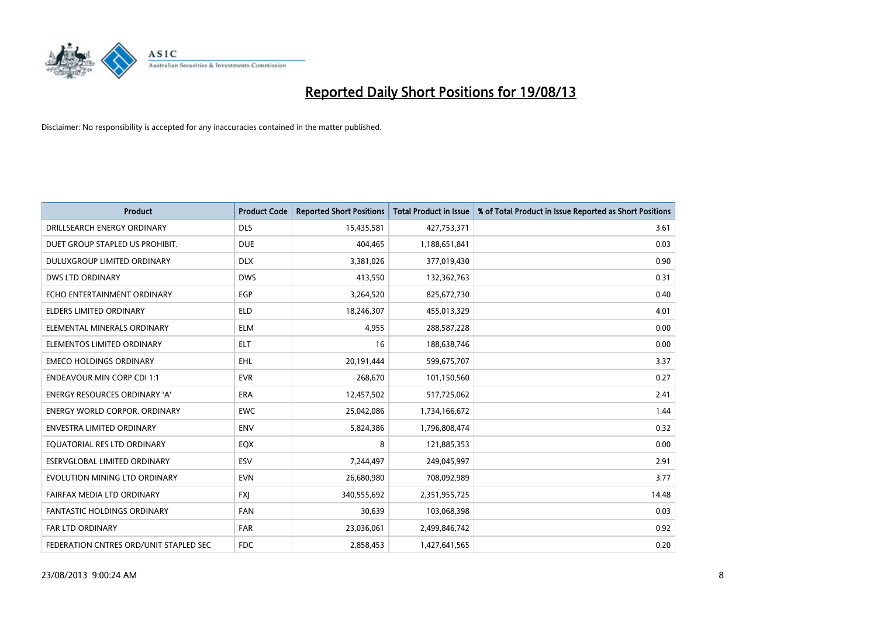# Reported Daily Short Positions for 19/08/13

Disclaimer: No responsibility is accepted for any inaccuracies contained in the matter published.

| Product | Product Code | Reported Short Positions | Total Product in Issue | % of Total Product in Issue Reported as Short Positions |
|---|---|---|---|---|
| DRILLSEARCH ENERGY ORDINARY | DLS | 15,435,581 | 427,753,371 | 3.61 |
| DUET GROUP STAPLED US PROHIBIT. | DUE | 404,465 | 1,188,651,841 | 0.03 |
| DULUXGROUP LIMITED ORDINARY | DLX | 3,381,026 | 377,019,430 | 0.90 |
| DWS LTD ORDINARY | DWS | 413,550 | 132,362,763 | 0.31 |
| ECHO ENTERTAINMENT ORDINARY | EGP | 3,264,520 | 825,672,730 | 0.40 |
| ELDERS LIMITED ORDINARY | ELD | 18,246,307 | 455,013,329 | 4.01 |
| ELEMENTAL MINERALS ORDINARY | ELM | 4,955 | 288,587,228 | 0.00 |
| ELEMENTOS LIMITED ORDINARY | ELT | 16 | 188,638,746 | 0.00 |
| EMECO HOLDINGS ORDINARY | EHL | 20,191,444 | 599,675,707 | 3.37 |
| ENDEAVOUR MIN CORP CDI 1:1 | EVR | 268,670 | 101,150,560 | 0.27 |
| ENERGY RESOURCES ORDINARY 'A' | ERA | 12,457,502 | 517,725,062 | 2.41 |
| ENERGY WORLD CORPOR. ORDINARY | EWC | 25,042,086 | 1,734,166,672 | 1.44 |
| ENVESTRA LIMITED ORDINARY | ENV | 5,824,386 | 1,796,808,474 | 0.32 |
| EQUATORIAL RES LTD ORDINARY | EQX | 8 | 121,885,353 | 0.00 |
| ESERVGLOBAL LIMITED ORDINARY | ESV | 7,244,497 | 249,045,997 | 2.91 |
| EVOLUTION MINING LTD ORDINARY | EVN | 26,680,980 | 708,092,989 | 3.77 |
| FAIRFAX MEDIA LTD ORDINARY | FXJ | 340,555,692 | 2,351,955,725 | 14.48 |
| FANTASTIC HOLDINGS ORDINARY | FAN | 30,639 | 103,068,398 | 0.03 |
| FAR LTD ORDINARY | FAR | 23,036,061 | 2,499,846,742 | 0.92 |
| FEDERATION CNTRES ORD/UNIT STAPLED SEC | FDC | 2,858,453 | 1,427,641,565 | 0.20 |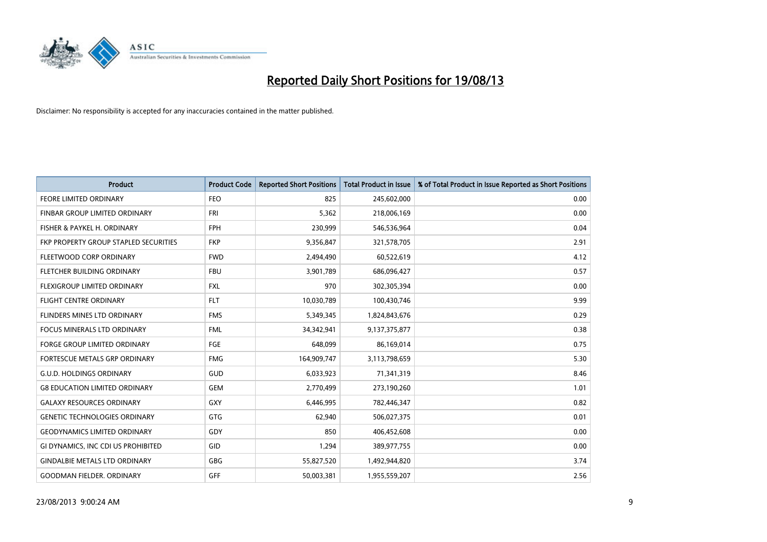# Reported Daily Short Positions for 19/08/13

Disclaimer: No responsibility is accepted for any inaccuracies contained in the matter published.

| Product | Product Code | Reported Short Positions | Total Product in Issue | % of Total Product in Issue Reported as Short Positions |
|---|---|---|---|---|
| FEORE LIMITED ORDINARY | FEO | 825 | 245,602,000 | 0.00 |
| FINBAR GROUP LIMITED ORDINARY | FRI | 5,362 | 218,006,169 | 0.00 |
| FISHER & PAYKEL H. ORDINARY | FPH | 230,999 | 546,536,964 | 0.04 |
| FKP PROPERTY GROUP STAPLED SECURITIES | FKP | 9,356,847 | 321,578,705 | 2.91 |
| FLEETWOOD CORP ORDINARY | FWD | 2,494,490 | 60,522,619 | 4.12 |
| FLETCHER BUILDING ORDINARY | FBU | 3,901,789 | 686,096,427 | 0.57 |
| FLEXIGROUP LIMITED ORDINARY | FXL | 970 | 302,305,394 | 0.00 |
| FLIGHT CENTRE ORDINARY | FLT | 10,030,789 | 100,430,746 | 9.99 |
| FLINDERS MINES LTD ORDINARY | FMS | 5,349,345 | 1,824,843,676 | 0.29 |
| FOCUS MINERALS LTD ORDINARY | FML | 34,342,941 | 9,137,375,877 | 0.38 |
| FORGE GROUP LIMITED ORDINARY | FGE | 648,099 | 86,169,014 | 0.75 |
| FORTESCUE METALS GRP ORDINARY | FMG | 164,909,747 | 3,113,798,659 | 5.30 |
| G.U.D. HOLDINGS ORDINARY | GUD | 6,033,923 | 71,341,319 | 8.46 |
| G8 EDUCATION LIMITED ORDINARY | GEM | 2,770,499 | 273,190,260 | 1.01 |
| GALAXY RESOURCES ORDINARY | GXY | 6,446,995 | 782,446,347 | 0.82 |
| GENETIC TECHNOLOGIES ORDINARY | GTG | 62,940 | 506,027,375 | 0.01 |
| GEODYNAMICS LIMITED ORDINARY | GDY | 850 | 406,452,608 | 0.00 |
| GI DYNAMICS, INC CDI US PROHIBITED | GID | 1,294 | 389,977,755 | 0.00 |
| GINDALBIE METALS LTD ORDINARY | GBG | 55,827,520 | 1,492,944,820 | 3.74 |
| GOODMAN FIELDER. ORDINARY | GFF | 50,003,381 | 1,955,559,207 | 2.56 |

23/08/2013 9:00:24 AM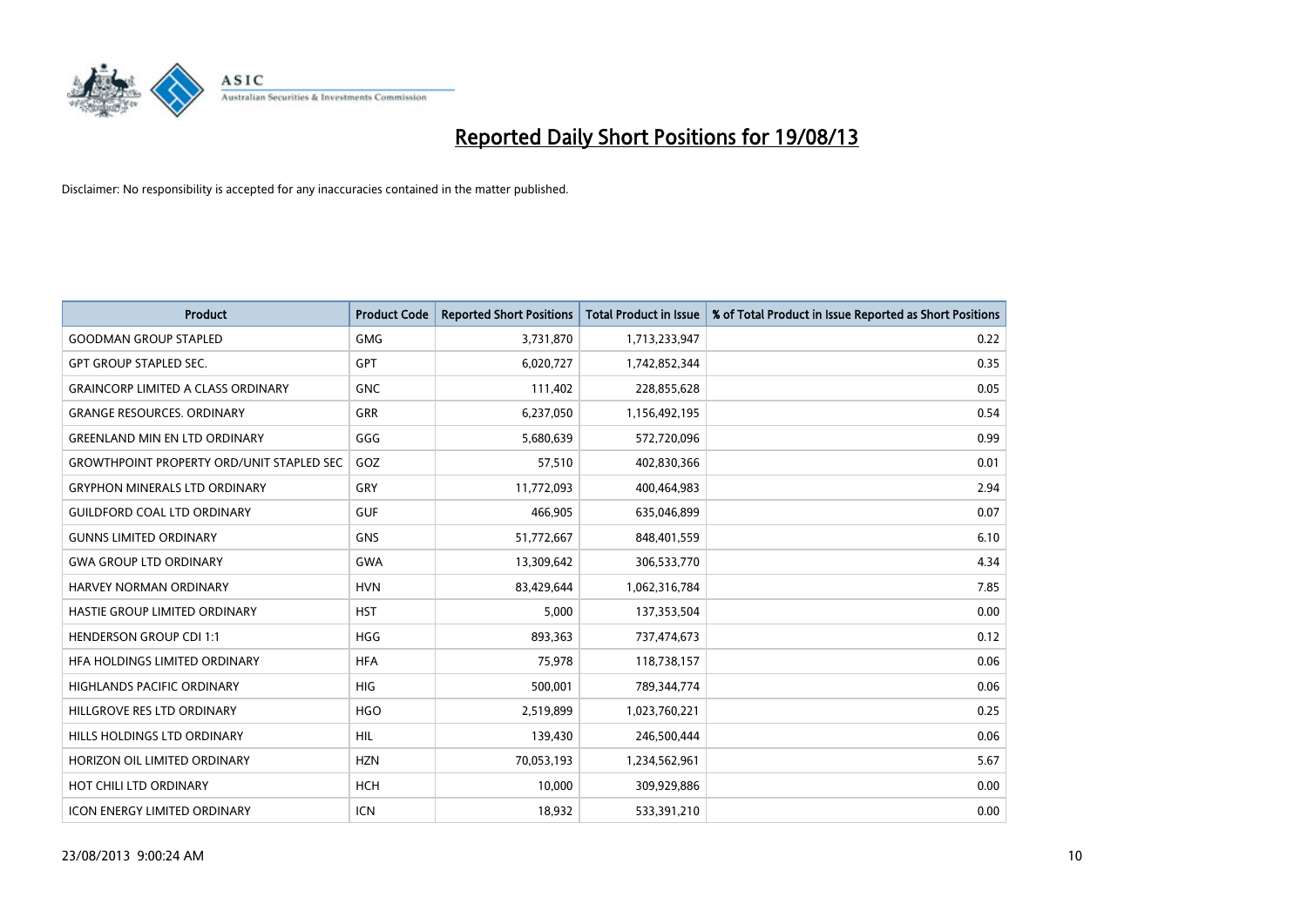# Reported Daily Short Positions for 19/08/13

Disclaimer: No responsibility is accepted for any inaccuracies contained in the matter published.

| Product | Product Code | Reported Short Positions | Total Product in Issue | % of Total Product in Issue Reported as Short Positions |
|---|---|---|---|---|
| GOODMAN GROUP STAPLED | GMG | 3,731,870 | 1,713,233,947 | 0.22 |
| GPT GROUP STAPLED SEC. | GPT | 6,020,727 | 1,742,852,344 | 0.35 |
| GRAINCORP LIMITED A CLASS ORDINARY | GNC | 111,402 | 228,855,628 | 0.05 |
| GRANGE RESOURCES. ORDINARY | GRR | 6,237,050 | 1,156,492,195 | 0.54 |
| GREENLAND MIN EN LTD ORDINARY | GGG | 5,680,639 | 572,720,096 | 0.99 |
| GROWTHPOINT PROPERTY ORD/UNIT STAPLED SEC | GOZ | 57,510 | 402,830,366 | 0.01 |
| GRYPHON MINERALS LTD ORDINARY | GRY | 11,772,093 | 400,464,983 | 2.94 |
| GUILDFORD COAL LTD ORDINARY | GUF | 466,905 | 635,046,899 | 0.07 |
| GUNNS LIMITED ORDINARY | GNS | 51,772,667 | 848,401,559 | 6.10 |
| GWA GROUP LTD ORDINARY | GWA | 13,309,642 | 306,533,770 | 4.34 |
| HARVEY NORMAN ORDINARY | HVN | 83,429,644 | 1,062,316,784 | 7.85 |
| HASTIE GROUP LIMITED ORDINARY | HST | 5,000 | 137,353,504 | 0.00 |
| HENDERSON GROUP CDI 1:1 | HGG | 893,363 | 737,474,673 | 0.12 |
| HFA HOLDINGS LIMITED ORDINARY | HFA | 75,978 | 118,738,157 | 0.06 |
| HIGHLANDS PACIFIC ORDINARY | HIG | 500,001 | 789,344,774 | 0.06 |
| HILLGROVE RES LTD ORDINARY | HGO | 2,519,899 | 1,023,760,221 | 0.25 |
| HILLS HOLDINGS LTD ORDINARY | HIL | 139,430 | 246,500,444 | 0.06 |
| HORIZON OIL LIMITED ORDINARY | HZN | 70,053,193 | 1,234,562,961 | 5.67 |
| HOT CHILI LTD ORDINARY | HCH | 10,000 | 309,929,886 | 0.00 |
| ICON ENERGY LIMITED ORDINARY | ICN | 18,932 | 533,391,210 | 0.00 |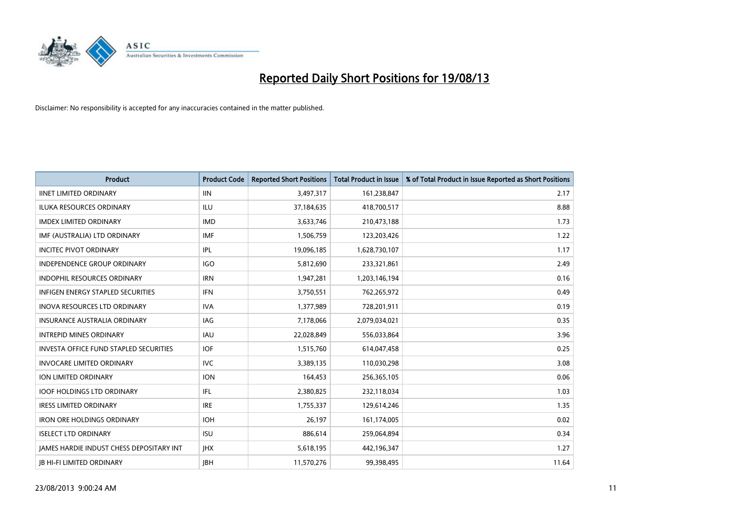# Reported Daily Short Positions for 19/08/13

Disclaimer: No responsibility is accepted for any inaccuracies contained in the matter published.

| Product | Product Code | Reported Short Positions | Total Product in Issue | % of Total Product in Issue Reported as Short Positions |
|---|---|---|---|---|
| IINET LIMITED ORDINARY | IIN | 3,497,317 | 161,238,847 | 2.17 |
| ILUKA RESOURCES ORDINARY | ILU | 37,184,635 | 418,700,517 | 8.88 |
| IMDEX LIMITED ORDINARY | IMD | 3,633,746 | 210,473,188 | 1.73 |
| IMF (AUSTRALIA) LTD ORDINARY | IMF | 1,506,759 | 123,203,426 | 1.22 |
| INCITEC PIVOT ORDINARY | IPL | 19,096,185 | 1,628,730,107 | 1.17 |
| INDEPENDENCE GROUP ORDINARY | IGO | 5,812,690 | 233,321,861 | 2.49 |
| INDOPHIL RESOURCES ORDINARY | IRN | 1,947,281 | 1,203,146,194 | 0.16 |
| INFIGEN ENERGY STAPLED SECURITIES | IFN | 3,750,551 | 762,265,972 | 0.49 |
| INOVA RESOURCES LTD ORDINARY | IVA | 1,377,989 | 728,201,911 | 0.19 |
| INSURANCE AUSTRALIA ORDINARY | IAG | 7,178,066 | 2,079,034,021 | 0.35 |
| INTREPID MINES ORDINARY | IAU | 22,028,849 | 556,033,864 | 3.96 |
| INVESTA OFFICE FUND STAPLED SECURITIES | IOF | 1,515,760 | 614,047,458 | 0.25 |
| INVOCARE LIMITED ORDINARY | IVC | 3,389,135 | 110,030,298 | 3.08 |
| ION LIMITED ORDINARY | ION | 164,453 | 256,365,105 | 0.06 |
| IOOF HOLDINGS LTD ORDINARY | IFL | 2,380,825 | 232,118,034 | 1.03 |
| IRESS LIMITED ORDINARY | IRE | 1,755,337 | 129,614,246 | 1.35 |
| IRON ORE HOLDINGS ORDINARY | IOH | 26,197 | 161,174,005 | 0.02 |
| ISELECT LTD ORDINARY | ISU | 886,614 | 259,064,894 | 0.34 |
| JAMES HARDIE INDUST CHESS DEPOSITARY INT | JHX | 5,618,195 | 442,196,347 | 1.27 |
| JB HI-FI LIMITED ORDINARY | JBH | 11,570,276 | 99,398,495 | 11.64 |

23/08/2013 9:00:24 AM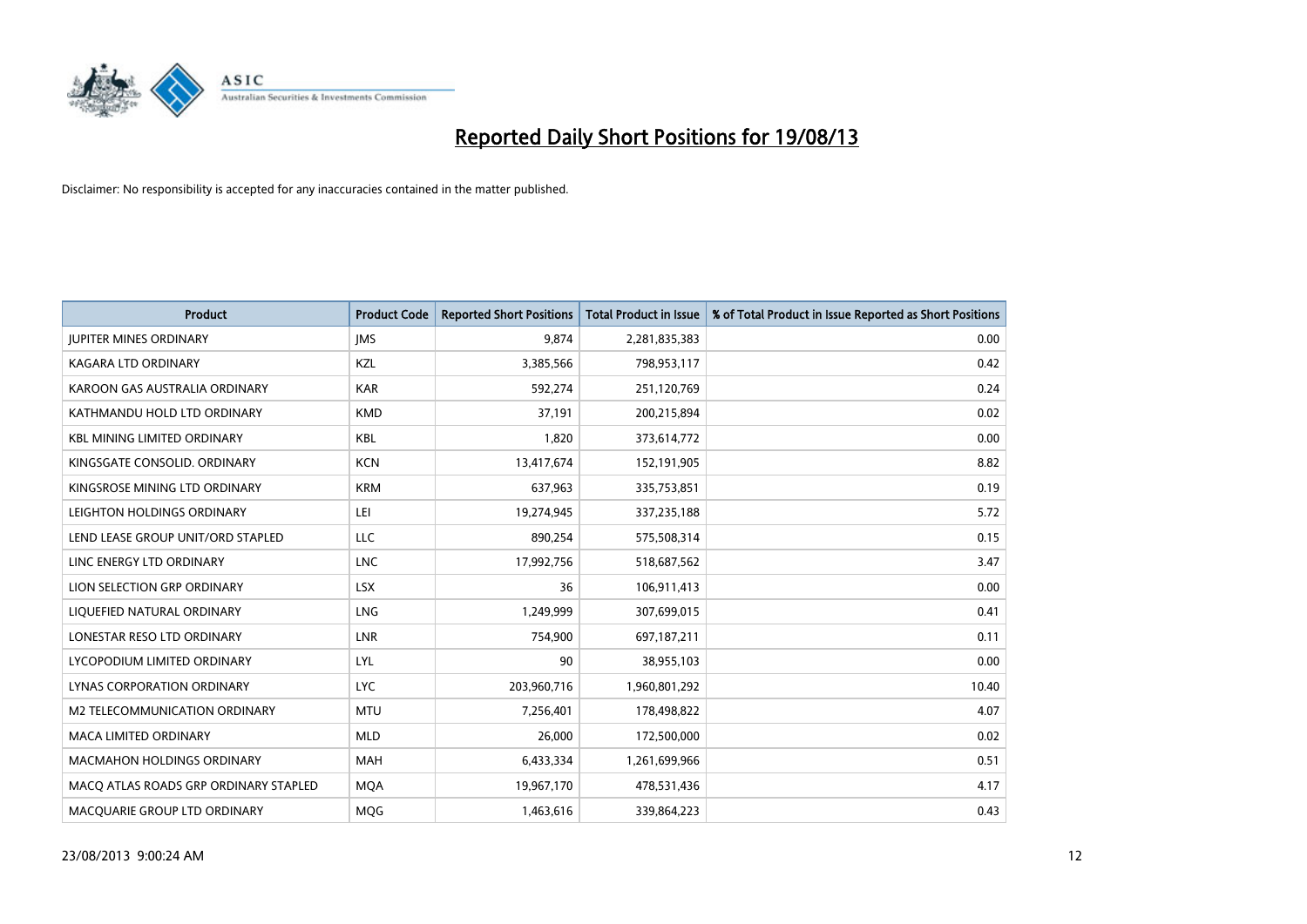# Reported Daily Short Positions for 19/08/13

Disclaimer: No responsibility is accepted for any inaccuracies contained in the matter published.

| Product | Product Code | Reported Short Positions | Total Product in Issue | % of Total Product in Issue Reported as Short Positions |
|---|---|---|---|---|
| JUPITER MINES ORDINARY | JMS | 9,874 | 2,281,835,383 | 0.00 |
| KAGARA LTD ORDINARY | KZL | 3,385,566 | 798,953,117 | 0.42 |
| KAROON GAS AUSTRALIA ORDINARY | KAR | 592,274 | 251,120,769 | 0.24 |
| KATHMANDU HOLD LTD ORDINARY | KMD | 37,191 | 200,215,894 | 0.02 |
| KBL MINING LIMITED ORDINARY | KBL | 1,820 | 373,614,772 | 0.00 |
| KINGSGATE CONSOLID. ORDINARY | KCN | 13,417,674 | 152,191,905 | 8.82 |
| KINGSROSE MINING LTD ORDINARY | KRM | 637,963 | 335,753,851 | 0.19 |
| LEIGHTON HOLDINGS ORDINARY | LEI | 19,274,945 | 337,235,188 | 5.72 |
| LEND LEASE GROUP UNIT/ORD STAPLED | LLC | 890,254 | 575,508,314 | 0.15 |
| LINC ENERGY LTD ORDINARY | LNC | 17,992,756 | 518,687,562 | 3.47 |
| LION SELECTION GRP ORDINARY | LSX | 36 | 106,911,413 | 0.00 |
| LIQUEFIED NATURAL ORDINARY | LNG | 1,249,999 | 307,699,015 | 0.41 |
| LONESTAR RESO LTD ORDINARY | LNR | 754,900 | 697,187,211 | 0.11 |
| LYCOPODIUM LIMITED ORDINARY | LYL | 90 | 38,955,103 | 0.00 |
| LYNAS CORPORATION ORDINARY | LYC | 203,960,716 | 1,960,801,292 | 10.40 |
| M2 TELECOMMUNICATION ORDINARY | MTU | 7,256,401 | 178,498,822 | 4.07 |
| MACA LIMITED ORDINARY | MLD | 26,000 | 172,500,000 | 0.02 |
| MACMAHON HOLDINGS ORDINARY | MAH | 6,433,334 | 1,261,699,966 | 0.51 |
| MACQ ATLAS ROADS GRP ORDINARY STAPLED | MQA | 19,967,170 | 478,531,436 | 4.17 |
| MACQUARIE GROUP LTD ORDINARY | MQG | 1,463,616 | 339,864,223 | 0.43 |

23/08/2013 9:00:24 AM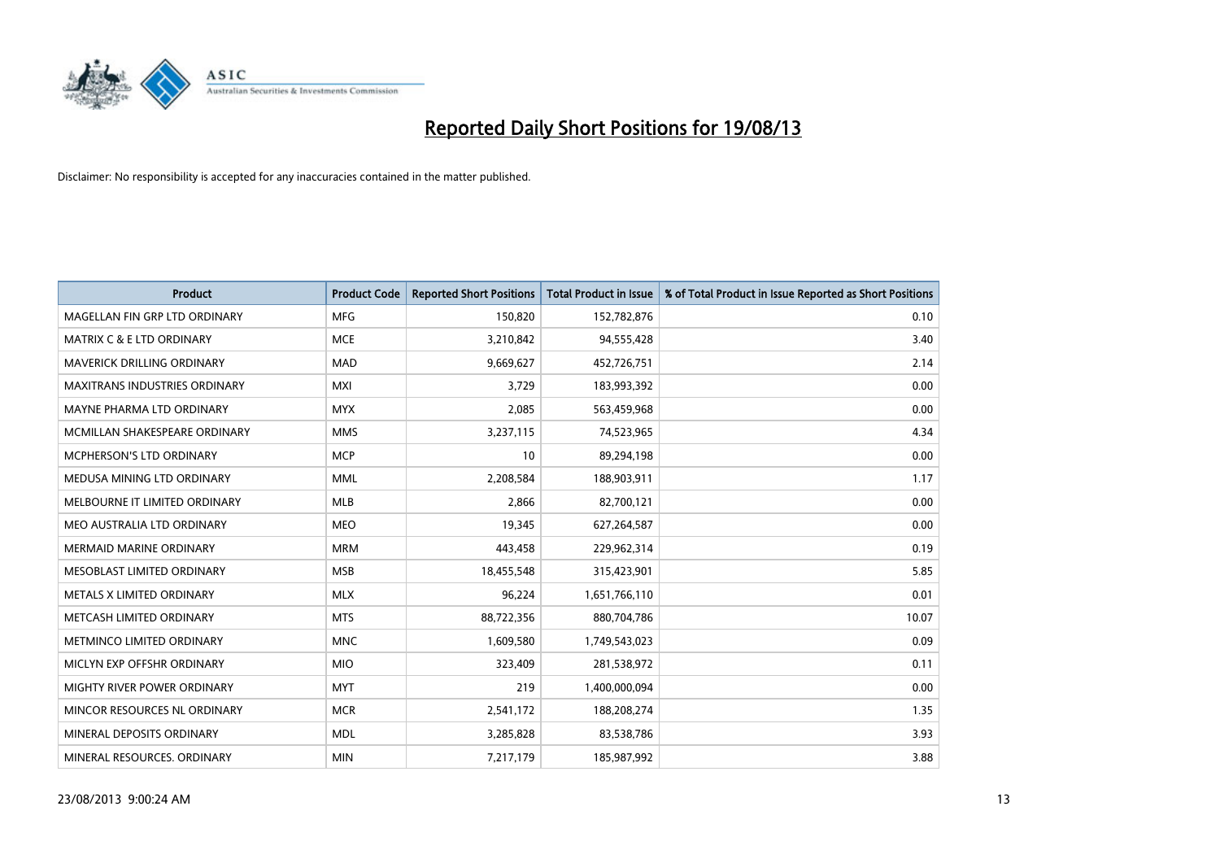# Reported Daily Short Positions for 19/08/13

Disclaimer: No responsibility is accepted for any inaccuracies contained in the matter published.

| Product | Product Code | Reported Short Positions | Total Product in Issue | % of Total Product in Issue Reported as Short Positions |
|---|---|---|---|---|
| MAGELLAN FIN GRP LTD ORDINARY | MFG | 150,820 | 152,782,876 | 0.10 |
| MATRIX C & E LTD ORDINARY | MCE | 3,210,842 | 94,555,428 | 3.40 |
| MAVERICK DRILLING ORDINARY | MAD | 9,669,627 | 452,726,751 | 2.14 |
| MAXITRANS INDUSTRIES ORDINARY | MXI | 3,729 | 183,993,392 | 0.00 |
| MAYNE PHARMA LTD ORDINARY | MYX | 2,085 | 563,459,968 | 0.00 |
| MCMILLAN SHAKESPEARE ORDINARY | MMS | 3,237,115 | 74,523,965 | 4.34 |
| MCPHERSON'S LTD ORDINARY | MCP | 10 | 89,294,198 | 0.00 |
| MEDUSA MINING LTD ORDINARY | MML | 2,208,584 | 188,903,911 | 1.17 |
| MELBOURNE IT LIMITED ORDINARY | MLB | 2,866 | 82,700,121 | 0.00 |
| MEO AUSTRALIA LTD ORDINARY | MEO | 19,345 | 627,264,587 | 0.00 |
| MERMAID MARINE ORDINARY | MRM | 443,458 | 229,962,314 | 0.19 |
| MESOBLAST LIMITED ORDINARY | MSB | 18,455,548 | 315,423,901 | 5.85 |
| METALS X LIMITED ORDINARY | MLX | 96,224 | 1,651,766,110 | 0.01 |
| METCASH LIMITED ORDINARY | MTS | 88,722,356 | 880,704,786 | 10.07 |
| METMINCO LIMITED ORDINARY | MNC | 1,609,580 | 1,749,543,023 | 0.09 |
| MICLYN EXP OFFSHR ORDINARY | MIO | 323,409 | 281,538,972 | 0.11 |
| MIGHTY RIVER POWER ORDINARY | MYT | 219 | 1,400,000,094 | 0.00 |
| MINCOR RESOURCES NL ORDINARY | MCR | 2,541,172 | 188,208,274 | 1.35 |
| MINERAL DEPOSITS ORDINARY | MDL | 3,285,828 | 83,538,786 | 3.93 |
| MINERAL RESOURCES. ORDINARY | MIN | 7,217,179 | 185,987,992 | 3.88 |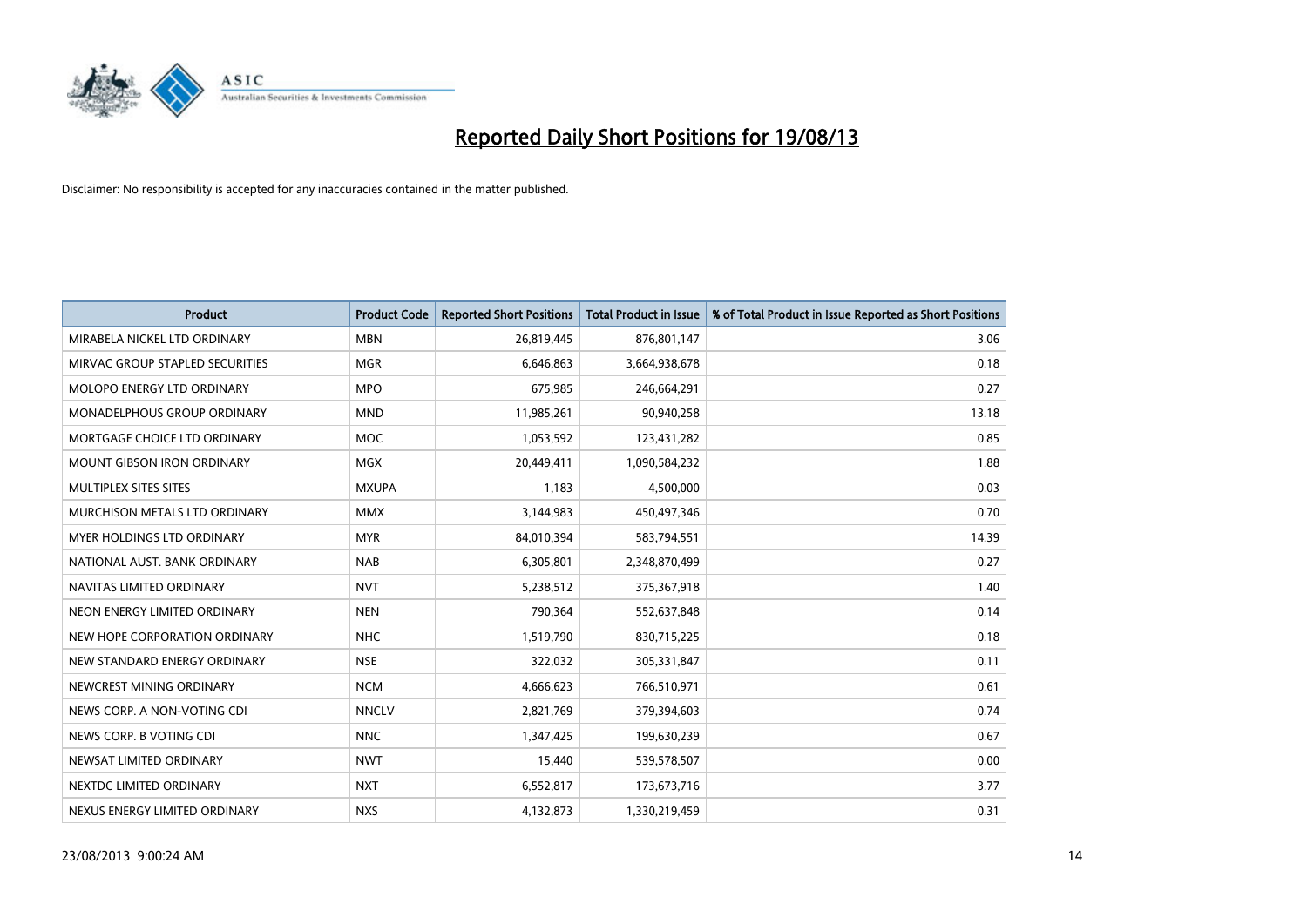# Reported Daily Short Positions for 19/08/13

Disclaimer: No responsibility is accepted for any inaccuracies contained in the matter published.

| Product | Product Code | Reported Short Positions | Total Product in Issue | % of Total Product in Issue Reported as Short Positions |
| --- | --- | --- | --- | --- |
| MIRABELA NICKEL LTD ORDINARY | MBN | 26,819,445 | 876,801,147 | 3.06 |
| MIRVAC GROUP STAPLED SECURITIES | MGR | 6,646,863 | 3,664,938,678 | 0.18 |
| MOLOPO ENERGY LTD ORDINARY | MPO | 675,985 | 246,664,291 | 0.27 |
| MONADELPHOUS GROUP ORDINARY | MND | 11,985,261 | 90,940,258 | 13.18 |
| MORTGAGE CHOICE LTD ORDINARY | MOC | 1,053,592 | 123,431,282 | 0.85 |
| MOUNT GIBSON IRON ORDINARY | MGX | 20,449,411 | 1,090,584,232 | 1.88 |
| MULTIPLEX SITES SITES | MXUPA | 1,183 | 4,500,000 | 0.03 |
| MURCHISON METALS LTD ORDINARY | MMX | 3,144,983 | 450,497,346 | 0.70 |
| MYER HOLDINGS LTD ORDINARY | MYR | 84,010,394 | 583,794,551 | 14.39 |
| NATIONAL AUST. BANK ORDINARY | NAB | 6,305,801 | 2,348,870,499 | 0.27 |
| NAVITAS LIMITED ORDINARY | NVT | 5,238,512 | 375,367,918 | 1.40 |
| NEON ENERGY LIMITED ORDINARY | NEN | 790,364 | 552,637,848 | 0.14 |
| NEW HOPE CORPORATION ORDINARY | NHC | 1,519,790 | 830,715,225 | 0.18 |
| NEW STANDARD ENERGY ORDINARY | NSE | 322,032 | 305,331,847 | 0.11 |
| NEWCREST MINING ORDINARY | NCM | 4,666,623 | 766,510,971 | 0.61 |
| NEWS CORP. A NON-VOTING CDI | NNCLV | 2,821,769 | 379,394,603 | 0.74 |
| NEWS CORP. B VOTING CDI | NNC | 1,347,425 | 199,630,239 | 0.67 |
| NEWSAT LIMITED ORDINARY | NWT | 15,440 | 539,578,507 | 0.00 |
| NEXTDC LIMITED ORDINARY | NXT | 6,552,817 | 173,673,716 | 3.77 |
| NEXUS ENERGY LIMITED ORDINARY | NXS | 4,132,873 | 1,330,219,459 | 0.31 |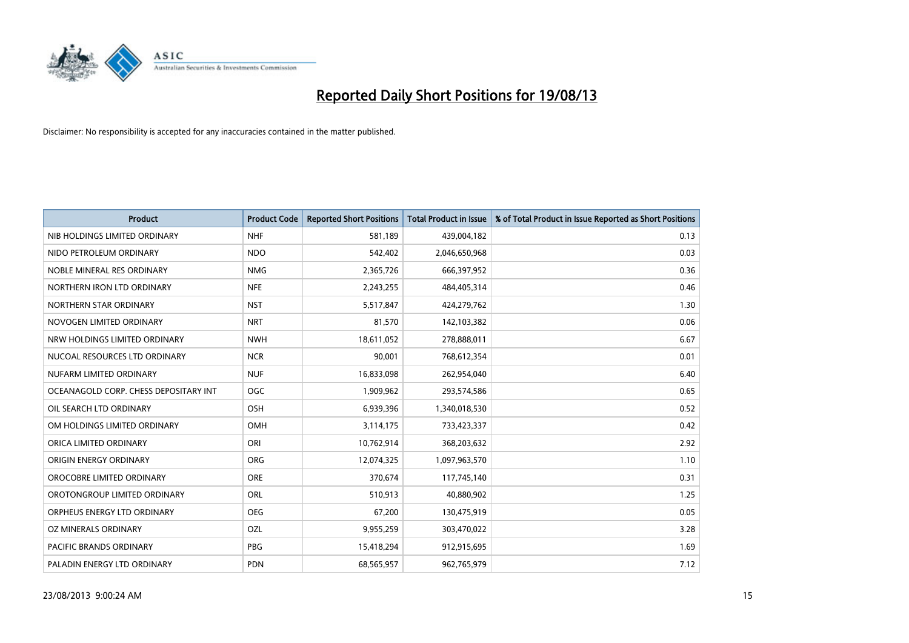# Reported Daily Short Positions for 19/08/13

Disclaimer: No responsibility is accepted for any inaccuracies contained in the matter published.

| Product | Product Code | Reported Short Positions | Total Product in Issue | % of Total Product in Issue Reported as Short Positions |
|---|---|---|---|---|
| NIB HOLDINGS LIMITED ORDINARY | NHF | 581,189 | 439,004,182 | 0.13 |
| NIDO PETROLEUM ORDINARY | NDO | 542,402 | 2,046,650,968 | 0.03 |
| NOBLE MINERAL RES ORDINARY | NMG | 2,365,726 | 666,397,952 | 0.36 |
| NORTHERN IRON LTD ORDINARY | NFE | 2,243,255 | 484,405,314 | 0.46 |
| NORTHERN STAR ORDINARY | NST | 5,517,847 | 424,279,762 | 1.30 |
| NOVOGEN LIMITED ORDINARY | NRT | 81,570 | 142,103,382 | 0.06 |
| NRW HOLDINGS LIMITED ORDINARY | NWH | 18,611,052 | 278,888,011 | 6.67 |
| NUCOAL RESOURCES LTD ORDINARY | NCR | 90,001 | 768,612,354 | 0.01 |
| NUFARM LIMITED ORDINARY | NUF | 16,833,098 | 262,954,040 | 6.40 |
| OCEANAGOLD CORP. CHESS DEPOSITARY INT | OGC | 1,909,962 | 293,574,586 | 0.65 |
| OIL SEARCH LTD ORDINARY | OSH | 6,939,396 | 1,340,018,530 | 0.52 |
| OM HOLDINGS LIMITED ORDINARY | OMH | 3,114,175 | 733,423,337 | 0.42 |
| ORICA LIMITED ORDINARY | ORI | 10,762,914 | 368,203,632 | 2.92 |
| ORIGIN ENERGY ORDINARY | ORG | 12,074,325 | 1,097,963,570 | 1.10 |
| OROCOBRE LIMITED ORDINARY | ORE | 370,674 | 117,745,140 | 0.31 |
| OROTONGROUP LIMITED ORDINARY | ORL | 510,913 | 40,880,902 | 1.25 |
| ORPHEUS ENERGY LTD ORDINARY | OEG | 67,200 | 130,475,919 | 0.05 |
| OZ MINERALS ORDINARY | OZL | 9,955,259 | 303,470,022 | 3.28 |
| PACIFIC BRANDS ORDINARY | PBG | 15,418,294 | 912,915,695 | 1.69 |
| PALADIN ENERGY LTD ORDINARY | PDN | 68,565,957 | 962,765,979 | 7.12 |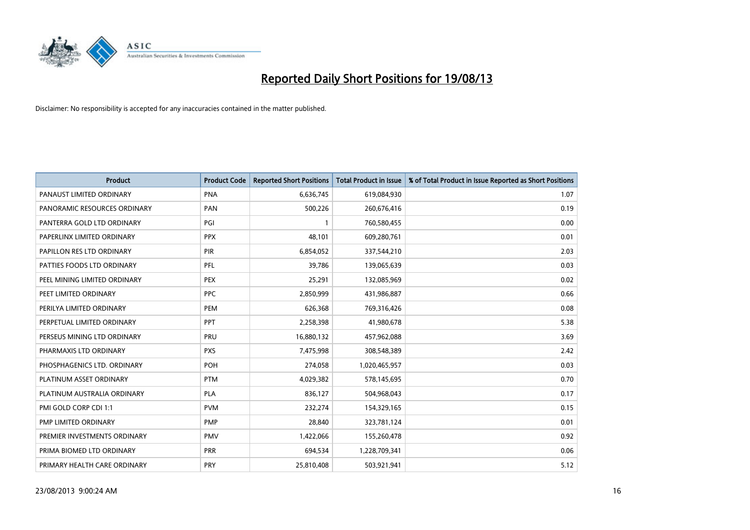# Reported Daily Short Positions for 19/08/13

Disclaimer: No responsibility is accepted for any inaccuracies contained in the matter published.

| Product | Product Code | Reported Short Positions | Total Product in Issue | % of Total Product in Issue Reported as Short Positions |
| --- | --- | --- | --- | --- |
| PANAUST LIMITED ORDINARY | PNA | 6,636,745 | 619,084,930 | 1.07 |
| PANORAMIC RESOURCES ORDINARY | PAN | 500,226 | 260,676,416 | 0.19 |
| PANTERRA GOLD LTD ORDINARY | PGI | 1 | 760,580,455 | 0.00 |
| PAPERLINX LIMITED ORDINARY | PPX | 48,101 | 609,280,761 | 0.01 |
| PAPILLON RES LTD ORDINARY | PIR | 6,854,052 | 337,544,210 | 2.03 |
| PATTIES FOODS LTD ORDINARY | PFL | 39,786 | 139,065,639 | 0.03 |
| PEEL MINING LIMITED ORDINARY | PEX | 25,291 | 132,085,969 | 0.02 |
| PEET LIMITED ORDINARY | PPC | 2,850,999 | 431,986,887 | 0.66 |
| PERILYA LIMITED ORDINARY | PEM | 626,368 | 769,316,426 | 0.08 |
| PERPETUAL LIMITED ORDINARY | PPT | 2,258,398 | 41,980,678 | 5.38 |
| PERSEUS MINING LTD ORDINARY | PRU | 16,880,132 | 457,962,088 | 3.69 |
| PHARMAXIS LTD ORDINARY | PXS | 7,475,998 | 308,548,389 | 2.42 |
| PHOSPHAGENICS LTD. ORDINARY | POH | 274,058 | 1,020,465,957 | 0.03 |
| PLATINUM ASSET ORDINARY | PTM | 4,029,382 | 578,145,695 | 0.70 |
| PLATINUM AUSTRALIA ORDINARY | PLA | 836,127 | 504,968,043 | 0.17 |
| PMI GOLD CORP CDI 1:1 | PVM | 232,274 | 154,329,165 | 0.15 |
| PMP LIMITED ORDINARY | PMP | 28,840 | 323,781,124 | 0.01 |
| PREMIER INVESTMENTS ORDINARY | PMV | 1,422,066 | 155,260,478 | 0.92 |
| PRIMA BIOMED LTD ORDINARY | PRR | 694,534 | 1,228,709,341 | 0.06 |
| PRIMARY HEALTH CARE ORDINARY | PRY | 25,810,408 | 503,921,941 | 5.12 |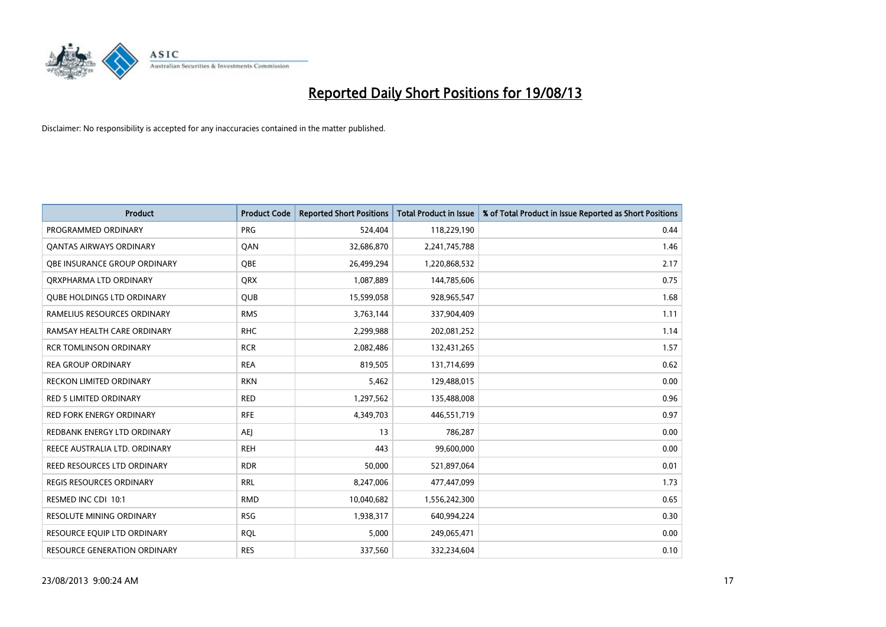# Reported Daily Short Positions for 19/08/13

Disclaimer: No responsibility is accepted for any inaccuracies contained in the matter published.

| Product | Product Code | Reported Short Positions | Total Product in Issue | % of Total Product in Issue Reported as Short Positions |
|---|---|---|---|---|
| PROGRAMMED ORDINARY | PRG | 524,404 | 118,229,190 | 0.44 |
| QANTAS AIRWAYS ORDINARY | QAN | 32,686,870 | 2,241,745,788 | 1.46 |
| QBE INSURANCE GROUP ORDINARY | QBE | 26,499,294 | 1,220,868,532 | 2.17 |
| QRXPHARMA LTD ORDINARY | QRX | 1,087,889 | 144,785,606 | 0.75 |
| QUBE HOLDINGS LTD ORDINARY | QUB | 15,599,058 | 928,965,547 | 1.68 |
| RAMELIUS RESOURCES ORDINARY | RMS | 3,763,144 | 337,904,409 | 1.11 |
| RAMSAY HEALTH CARE ORDINARY | RHC | 2,299,988 | 202,081,252 | 1.14 |
| RCR TOMLINSON ORDINARY | RCR | 2,082,486 | 132,431,265 | 1.57 |
| REA GROUP ORDINARY | REA | 819,505 | 131,714,699 | 0.62 |
| RECKON LIMITED ORDINARY | RKN | 5,462 | 129,488,015 | 0.00 |
| RED 5 LIMITED ORDINARY | RED | 1,297,562 | 135,488,008 | 0.96 |
| RED FORK ENERGY ORDINARY | RFE | 4,349,703 | 446,551,719 | 0.97 |
| REDBANK ENERGY LTD ORDINARY | AEJ | 13 | 786,287 | 0.00 |
| REECE AUSTRALIA LTD. ORDINARY | REH | 443 | 99,600,000 | 0.00 |
| REED RESOURCES LTD ORDINARY | RDR | 50,000 | 521,897,064 | 0.01 |
| REGIS RESOURCES ORDINARY | RRL | 8,247,006 | 477,447,099 | 1.73 |
| RESMED INC CDI 10:1 | RMD | 10,040,682 | 1,556,242,300 | 0.65 |
| RESOLUTE MINING ORDINARY | RSG | 1,938,317 | 640,994,224 | 0.30 |
| RESOURCE EQUIP LTD ORDINARY | RQL | 5,000 | 249,065,471 | 0.00 |
| RESOURCE GENERATION ORDINARY | RES | 337,560 | 332,234,604 | 0.10 |

23/08/2013 9:00:24 AM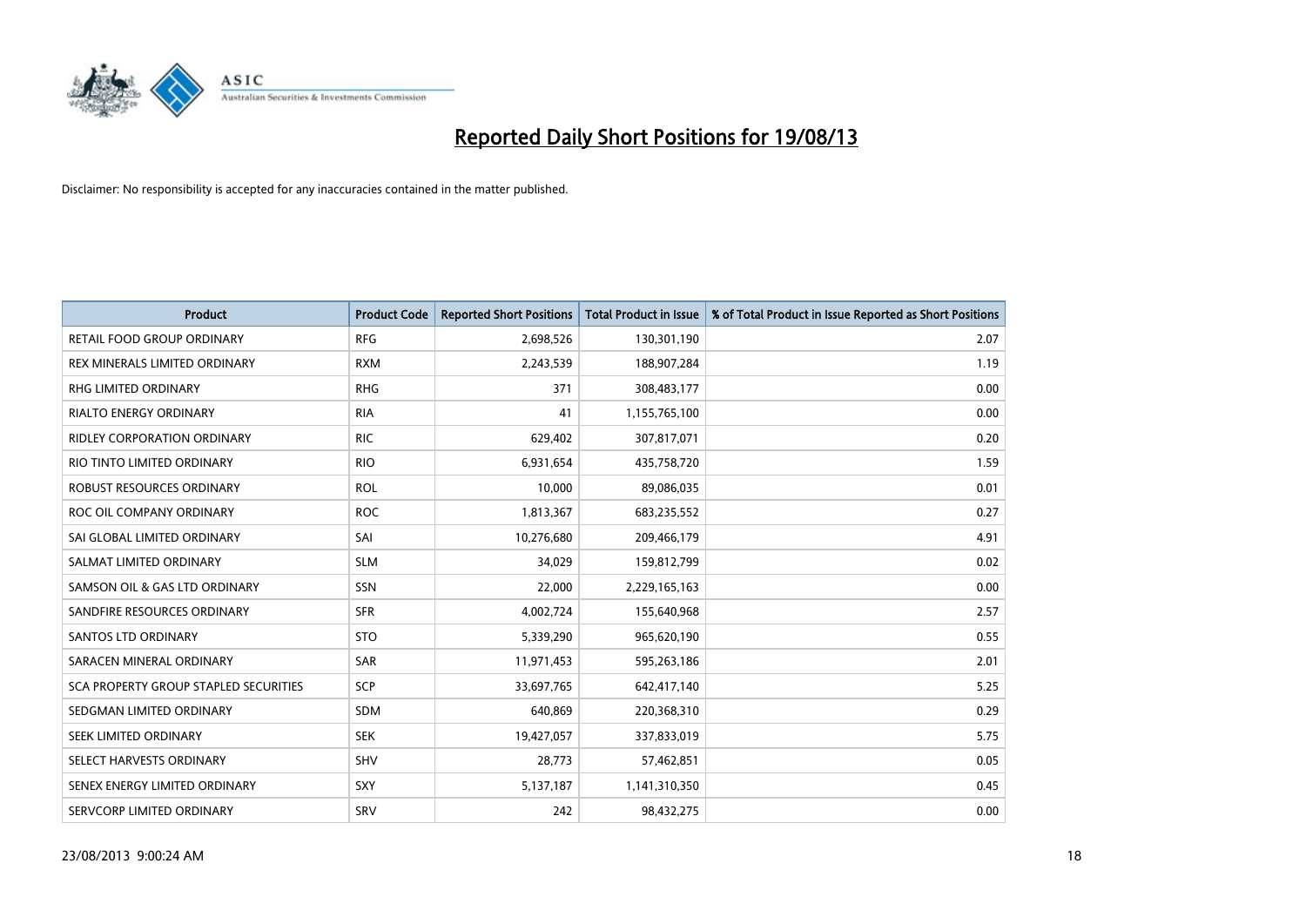# Reported Daily Short Positions for 19/08/13

Disclaimer: No responsibility is accepted for any inaccuracies contained in the matter published.

| Product | Product Code | Reported Short Positions | Total Product in Issue | % of Total Product in Issue Reported as Short Positions |
|---|---|---|---|---|
| RETAIL FOOD GROUP ORDINARY | RFG | 2,698,526 | 130,301,190 | 2.07 |
| REX MINERALS LIMITED ORDINARY | RXM | 2,243,539 | 188,907,284 | 1.19 |
| RHG LIMITED ORDINARY | RHG | 371 | 308,483,177 | 0.00 |
| RIALTO ENERGY ORDINARY | RIA | 41 | 1,155,765,100 | 0.00 |
| RIDLEY CORPORATION ORDINARY | RIC | 629,402 | 307,817,071 | 0.20 |
| RIO TINTO LIMITED ORDINARY | RIO | 6,931,654 | 435,758,720 | 1.59 |
| ROBUST RESOURCES ORDINARY | ROL | 10,000 | 89,086,035 | 0.01 |
| ROC OIL COMPANY ORDINARY | ROC | 1,813,367 | 683,235,552 | 0.27 |
| SAI GLOBAL LIMITED ORDINARY | SAI | 10,276,680 | 209,466,179 | 4.91 |
| SALMAT LIMITED ORDINARY | SLM | 34,029 | 159,812,799 | 0.02 |
| SAMSON OIL & GAS LTD ORDINARY | SSN | 22,000 | 2,229,165,163 | 0.00 |
| SANDFIRE RESOURCES ORDINARY | SFR | 4,002,724 | 155,640,968 | 2.57 |
| SANTOS LTD ORDINARY | STO | 5,339,290 | 965,620,190 | 0.55 |
| SARACEN MINERAL ORDINARY | SAR | 11,971,453 | 595,263,186 | 2.01 |
| SCA PROPERTY GROUP STAPLED SECURITIES | SCP | 33,697,765 | 642,417,140 | 5.25 |
| SEDGMAN LIMITED ORDINARY | SDM | 640,869 | 220,368,310 | 0.29 |
| SEEK LIMITED ORDINARY | SEK | 19,427,057 | 337,833,019 | 5.75 |
| SELECT HARVESTS ORDINARY | SHV | 28,773 | 57,462,851 | 0.05 |
| SENEX ENERGY LIMITED ORDINARY | SXY | 5,137,187 | 1,141,310,350 | 0.45 |
| SERVCORP LIMITED ORDINARY | SRV | 242 | 98,432,275 | 0.00 |

23/08/2013 9:00:24 AM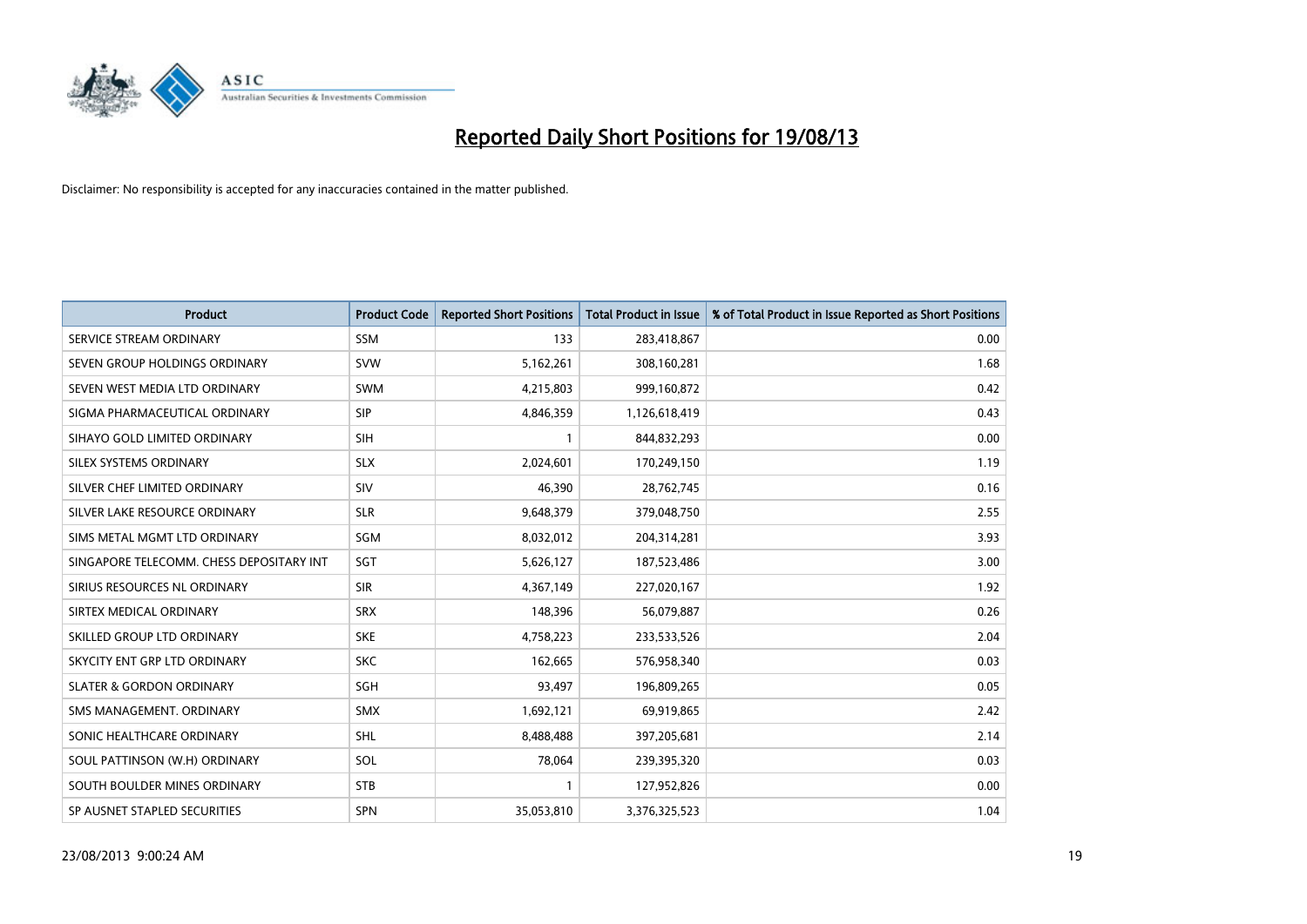# Reported Daily Short Positions for 19/08/13

Disclaimer: No responsibility is accepted for any inaccuracies contained in the matter published.

| Product | Product Code | Reported Short Positions | Total Product in Issue | % of Total Product in Issue Reported as Short Positions |
|---|---|---|---|---|
| SERVICE STREAM ORDINARY | SSM | 133 | 283,418,867 | 0.00 |
| SEVEN GROUP HOLDINGS ORDINARY | SVW | 5,162,261 | 308,160,281 | 1.68 |
| SEVEN WEST MEDIA LTD ORDINARY | SWM | 4,215,803 | 999,160,872 | 0.42 |
| SIGMA PHARMACEUTICAL ORDINARY | SIP | 4,846,359 | 1,126,618,419 | 0.43 |
| SIHAYO GOLD LIMITED ORDINARY | SIH | 1 | 844,832,293 | 0.00 |
| SILEX SYSTEMS ORDINARY | SLX | 2,024,601 | 170,249,150 | 1.19 |
| SILVER CHEF LIMITED ORDINARY | SIV | 46,390 | 28,762,745 | 0.16 |
| SILVER LAKE RESOURCE ORDINARY | SLR | 9,648,379 | 379,048,750 | 2.55 |
| SIMS METAL MGMT LTD ORDINARY | SGM | 8,032,012 | 204,314,281 | 3.93 |
| SINGAPORE TELECOMM. CHESS DEPOSITARY INT | SGT | 5,626,127 | 187,523,486 | 3.00 |
| SIRIUS RESOURCES NL ORDINARY | SIR | 4,367,149 | 227,020,167 | 1.92 |
| SIRTEX MEDICAL ORDINARY | SRX | 148,396 | 56,079,887 | 0.26 |
| SKILLED GROUP LTD ORDINARY | SKE | 4,758,223 | 233,533,526 | 2.04 |
| SKYCITY ENT GRP LTD ORDINARY | SKC | 162,665 | 576,958,340 | 0.03 |
| SLATER & GORDON ORDINARY | SGH | 93,497 | 196,809,265 | 0.05 |
| SMS MANAGEMENT. ORDINARY | SMX | 1,692,121 | 69,919,865 | 2.42 |
| SONIC HEALTHCARE ORDINARY | SHL | 8,488,488 | 397,205,681 | 2.14 |
| SOUL PATTINSON (W.H) ORDINARY | SOL | 78,064 | 239,395,320 | 0.03 |
| SOUTH BOULDER MINES ORDINARY | STB | 1 | 127,952,826 | 0.00 |
| SP AUSNET STAPLED SECURITIES | SPN | 35,053,810 | 3,376,325,523 | 1.04 |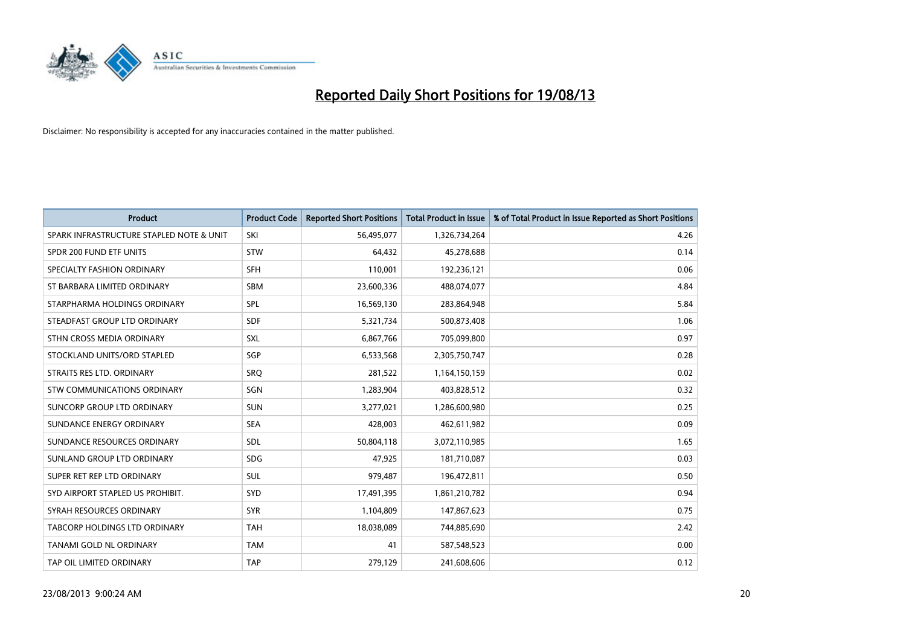# Reported Daily Short Positions for 19/08/13

Disclaimer: No responsibility is accepted for any inaccuracies contained in the matter published.

| Product | Product Code | Reported Short Positions | Total Product in Issue | % of Total Product in Issue Reported as Short Positions |
|---|---|---|---|---|
| SPARK INFRASTRUCTURE STAPLED NOTE & UNIT | SKI | 56,495,077 | 1,326,734,264 | 4.26 |
| SPDR 200 FUND ETF UNITS | STW | 64,432 | 45,278,688 | 0.14 |
| SPECIALTY FASHION ORDINARY | SFH | 110,001 | 192,236,121 | 0.06 |
| ST BARBARA LIMITED ORDINARY | SBM | 23,600,336 | 488,074,077 | 4.84 |
| STARPHARMA HOLDINGS ORDINARY | SPL | 16,569,130 | 283,864,948 | 5.84 |
| STEADFAST GROUP LTD ORDINARY | SDF | 5,321,734 | 500,873,408 | 1.06 |
| STHN CROSS MEDIA ORDINARY | SXL | 6,867,766 | 705,099,800 | 0.97 |
| STOCKLAND UNITS/ORD STAPLED | SGP | 6,533,568 | 2,305,750,747 | 0.28 |
| STRAITS RES LTD. ORDINARY | SRQ | 281,522 | 1,164,150,159 | 0.02 |
| STW COMMUNICATIONS ORDINARY | SGN | 1,283,904 | 403,828,512 | 0.32 |
| SUNCORP GROUP LTD ORDINARY | SUN | 3,277,021 | 1,286,600,980 | 0.25 |
| SUNDANCE ENERGY ORDINARY | SEA | 428,003 | 462,611,982 | 0.09 |
| SUNDANCE RESOURCES ORDINARY | SDL | 50,804,118 | 3,072,110,985 | 1.65 |
| SUNLAND GROUP LTD ORDINARY | SDG | 47,925 | 181,710,087 | 0.03 |
| SUPER RET REP LTD ORDINARY | SUL | 979,487 | 196,472,811 | 0.50 |
| SYD AIRPORT STAPLED US PROHIBIT. | SYD | 17,491,395 | 1,861,210,782 | 0.94 |
| SYRAH RESOURCES ORDINARY | SYR | 1,104,809 | 147,867,623 | 0.75 |
| TABCORP HOLDINGS LTD ORDINARY | TAH | 18,038,089 | 744,885,690 | 2.42 |
| TANAMI GOLD NL ORDINARY | TAM | 41 | 587,548,523 | 0.00 |
| TAP OIL LIMITED ORDINARY | TAP | 279,129 | 241,608,606 | 0.12 |

23/08/2013 9:00:24 AM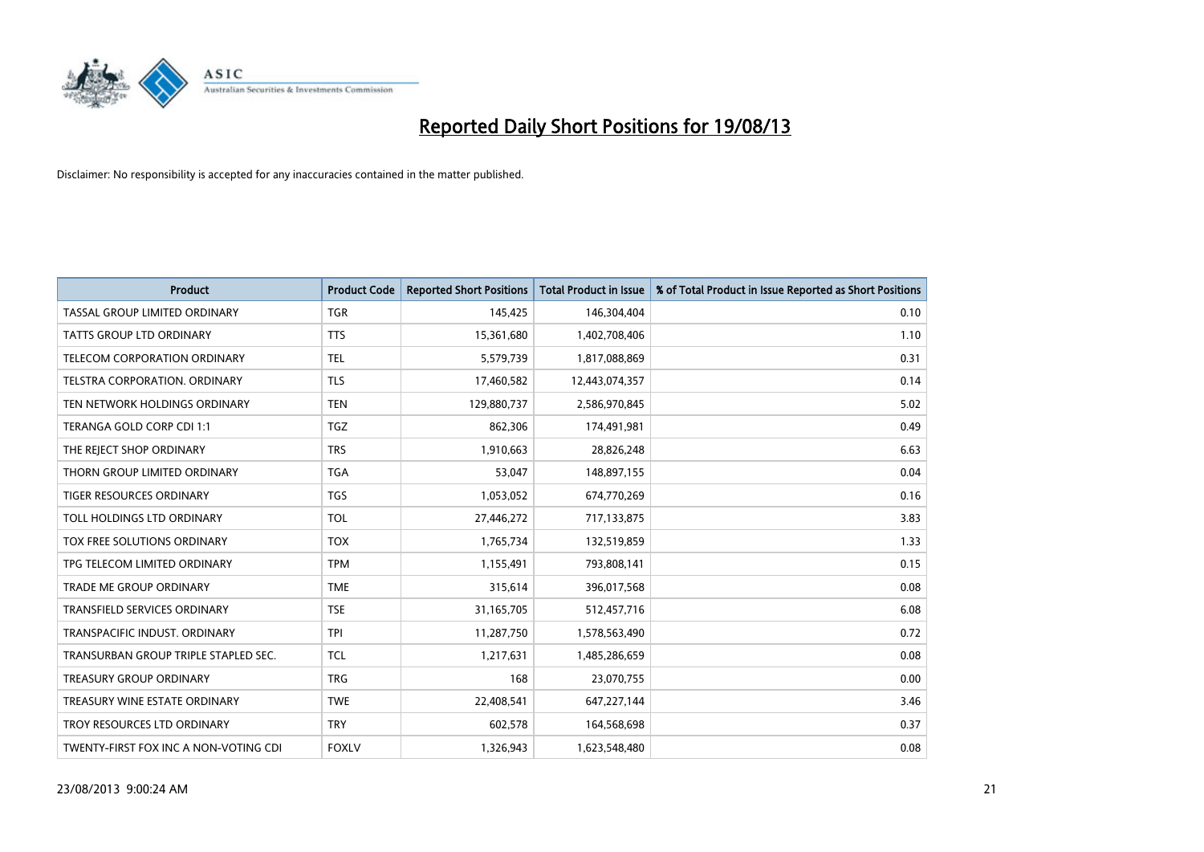# Reported Daily Short Positions for 19/08/13

Disclaimer: No responsibility is accepted for any inaccuracies contained in the matter published.

| Product | Product Code | Reported Short Positions | Total Product in Issue | % of Total Product in Issue Reported as Short Positions |
| --- | --- | --- | --- | --- |
| TASSAL GROUP LIMITED ORDINARY | TGR | 145,425 | 146,304,404 | 0.10 |
| TATTS GROUP LTD ORDINARY | TTS | 15,361,680 | 1,402,708,406 | 1.10 |
| TELECOM CORPORATION ORDINARY | TEL | 5,579,739 | 1,817,088,869 | 0.31 |
| TELSTRA CORPORATION. ORDINARY | TLS | 17,460,582 | 12,443,074,357 | 0.14 |
| TEN NETWORK HOLDINGS ORDINARY | TEN | 129,880,737 | 2,586,970,845 | 5.02 |
| TERANGA GOLD CORP CDI 1:1 | TGZ | 862,306 | 174,491,981 | 0.49 |
| THE REJECT SHOP ORDINARY | TRS | 1,910,663 | 28,826,248 | 6.63 |
| THORN GROUP LIMITED ORDINARY | TGA | 53,047 | 148,897,155 | 0.04 |
| TIGER RESOURCES ORDINARY | TGS | 1,053,052 | 674,770,269 | 0.16 |
| TOLL HOLDINGS LTD ORDINARY | TOL | 27,446,272 | 717,133,875 | 3.83 |
| TOX FREE SOLUTIONS ORDINARY | TOX | 1,765,734 | 132,519,859 | 1.33 |
| TPG TELECOM LIMITED ORDINARY | TPM | 1,155,491 | 793,808,141 | 0.15 |
| TRADE ME GROUP ORDINARY | TME | 315,614 | 396,017,568 | 0.08 |
| TRANSFIELD SERVICES ORDINARY | TSE | 31,165,705 | 512,457,716 | 6.08 |
| TRANSPACIFIC INDUST. ORDINARY | TPI | 11,287,750 | 1,578,563,490 | 0.72 |
| TRANSURBAN GROUP TRIPLE STAPLED SEC. | TCL | 1,217,631 | 1,485,286,659 | 0.08 |
| TREASURY GROUP ORDINARY | TRG | 168 | 23,070,755 | 0.00 |
| TREASURY WINE ESTATE ORDINARY | TWE | 22,408,541 | 647,227,144 | 3.46 |
| TROY RESOURCES LTD ORDINARY | TRY | 602,578 | 164,568,698 | 0.37 |
| TWENTY-FIRST FOX INC A NON-VOTING CDI | FOXLV | 1,326,943 | 1,623,548,480 | 0.08 |

23/08/2013 9:00:24 AM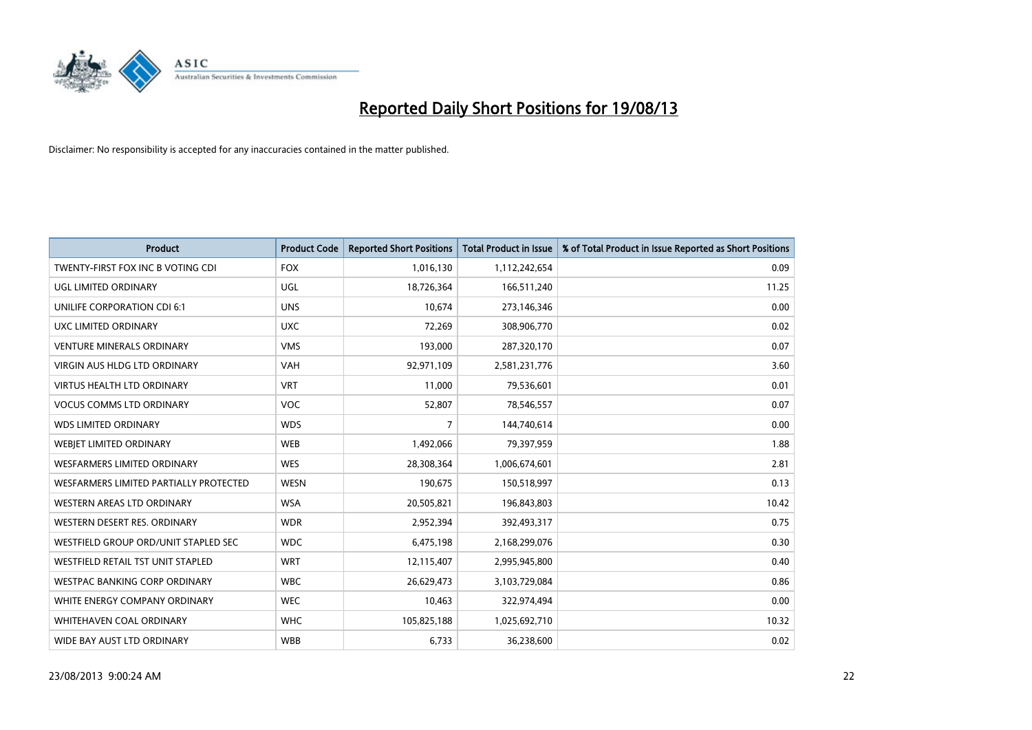# Reported Daily Short Positions for 19/08/13

Disclaimer: No responsibility is accepted for any inaccuracies contained in the matter published.

| Product | Product Code | Reported Short Positions | Total Product in Issue | % of Total Product in Issue Reported as Short Positions |
|---|---|---|---|---|
| TWENTY-FIRST FOX INC B VOTING CDI | FOX | 1,016,130 | 1,112,242,654 | 0.09 |
| UGL LIMITED ORDINARY | UGL | 18,726,364 | 166,511,240 | 11.25 |
| UNILIFE CORPORATION CDI 6:1 | UNS | 10,674 | 273,146,346 | 0.00 |
| UXC LIMITED ORDINARY | UXC | 72,269 | 308,906,770 | 0.02 |
| VENTURE MINERALS ORDINARY | VMS | 193,000 | 287,320,170 | 0.07 |
| VIRGIN AUS HLDG LTD ORDINARY | VAH | 92,971,109 | 2,581,231,776 | 3.60 |
| VIRTUS HEALTH LTD ORDINARY | VRT | 11,000 | 79,536,601 | 0.01 |
| VOCUS COMMS LTD ORDINARY | VOC | 52,807 | 78,546,557 | 0.07 |
| WDS LIMITED ORDINARY | WDS | 7 | 144,740,614 | 0.00 |
| WEBJET LIMITED ORDINARY | WEB | 1,492,066 | 79,397,959 | 1.88 |
| WESFARMERS LIMITED ORDINARY | WES | 28,308,364 | 1,006,674,601 | 2.81 |
| WESFARMERS LIMITED PARTIALLY PROTECTED | WESN | 190,675 | 150,518,997 | 0.13 |
| WESTERN AREAS LTD ORDINARY | WSA | 20,505,821 | 196,843,803 | 10.42 |
| WESTERN DESERT RES. ORDINARY | WDR | 2,952,394 | 392,493,317 | 0.75 |
| WESTFIELD GROUP ORD/UNIT STAPLED SEC | WDC | 6,475,198 | 2,168,299,076 | 0.30 |
| WESTFIELD RETAIL TST UNIT STAPLED | WRT | 12,115,407 | 2,995,945,800 | 0.40 |
| WESTPAC BANKING CORP ORDINARY | WBC | 26,629,473 | 3,103,729,084 | 0.86 |
| WHITE ENERGY COMPANY ORDINARY | WEC | 10,463 | 322,974,494 | 0.00 |
| WHITEHAVEN COAL ORDINARY | WHC | 105,825,188 | 1,025,692,710 | 10.32 |
| WIDE BAY AUST LTD ORDINARY | WBB | 6,733 | 36,238,600 | 0.02 |

23/08/2013 9:00:24 AM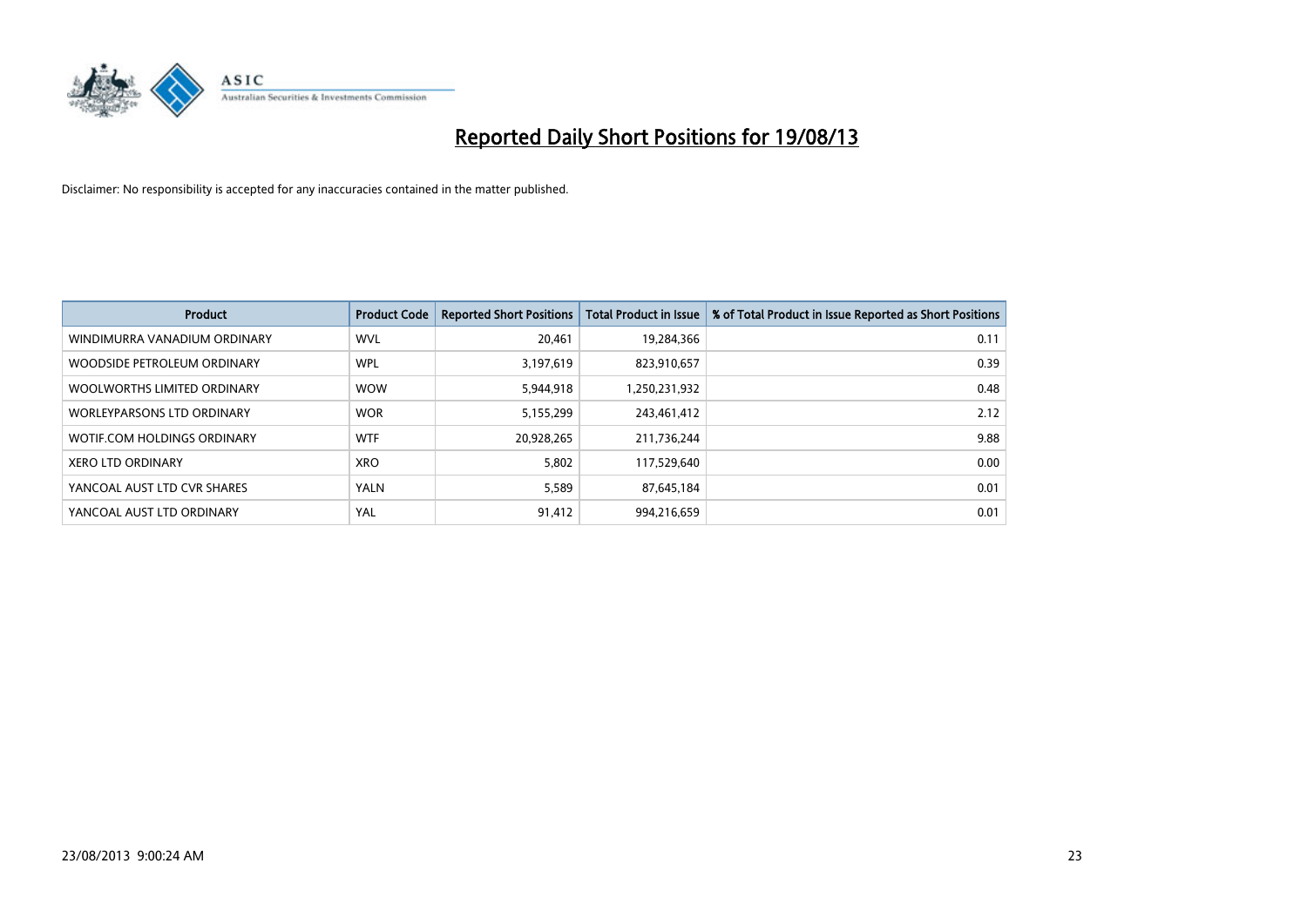# Reported Daily Short Positions for 19/08/13

Disclaimer: No responsibility is accepted for any inaccuracies contained in the matter published.

| Product | Product Code | Reported Short Positions | Total Product in Issue | % of Total Product in Issue Reported as Short Positions |
|---|---|---|---|---|
| WINDIMURRA VANADIUM ORDINARY | WVL | 20,461 | 19,284,366 | 0.11 |
| WOODSIDE PETROLEUM ORDINARY | WPL | 3,197,619 | 823,910,657 | 0.39 |
| WOOLWORTHS LIMITED ORDINARY | WOW | 5,944,918 | 1,250,231,932 | 0.48 |
| WORLEYPARSONS LTD ORDINARY | WOR | 5,155,299 | 243,461,412 | 2.12 |
| WOTIF.COM HOLDINGS ORDINARY | WTF | 20,928,265 | 211,736,244 | 9.88 |
| XERO LTD ORDINARY | XRO | 5,802 | 117,529,640 | 0.00 |
| YANCOAL AUST LTD CVR SHARES | YALN | 5,589 | 87,645,184 | 0.01 |
| YANCOAL AUST LTD ORDINARY | YAL | 91,412 | 994,216,659 | 0.01 |

23/08/2013 9:00:24 AM